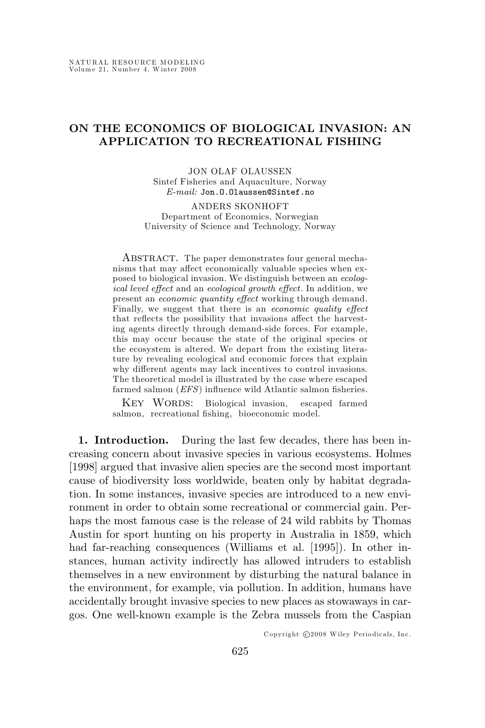# ON THE ECONOMICS OF BIOLOGICAL INVASION: AN APPLICATION TO RECREATIONAL FISHING

JON OLAF OLAUSSEN
Sintef Fisheries and Aquaculture, Norway
*E-mail:* Jon.O.Olaussen@Sintef.no

ANDERS SKONHOFT
Department of Economics, Norwegian University of Science and Technology, Norway

ABSTRACT. The paper demonstrates four general mechanisms that may affect economically valuable species when exposed to biological invasion. We distinguish between an *ecological level effect* and an *ecological growth effect*. In addition, we present an *economic quantity effect* working through demand. Finally, we suggest that there is an *economic quality effect* that reflects the possibility that invasions affect the harvesting agents directly through demand-side forces. For example, this may occur because the state of the original species or the ecosystem is altered. We depart from the existing literature by revealing ecological and economic forces that explain why different agents may lack incentives to control invasions. The theoretical model is illustrated by the case where escaped farmed salmon (*EFS*) influence wild Atlantic salmon fisheries.

KEY WORDS: Biological invasion, escaped farmed salmon, recreational fishing, bioeconomic model.

**1. Introduction.** During the last few decades, there has been increasing concern about invasive species in various ecosystems. Holmes [1998] argued that invasive alien species are the second most important cause of biodiversity loss worldwide, beaten only by habitat degradation. In some instances, invasive species are introduced to a new environment in order to obtain some recreational or commercial gain. Perhaps the most famous case is the release of 24 wild rabbits by Thomas Austin for sport hunting on his property in Australia in 1859, which had far-reaching consequences (Williams et al. [1995]). In other instances, human activity indirectly has allowed intruders to establish themselves in a new environment by disturbing the natural balance in the environment, for example, via pollution. In addition, humans have accidentally brought invasive species to new places as stowaways in cargos. One well-known example is the Zebra mussels from the Caspian

Copyright ©2008 Wiley Periodicals, Inc.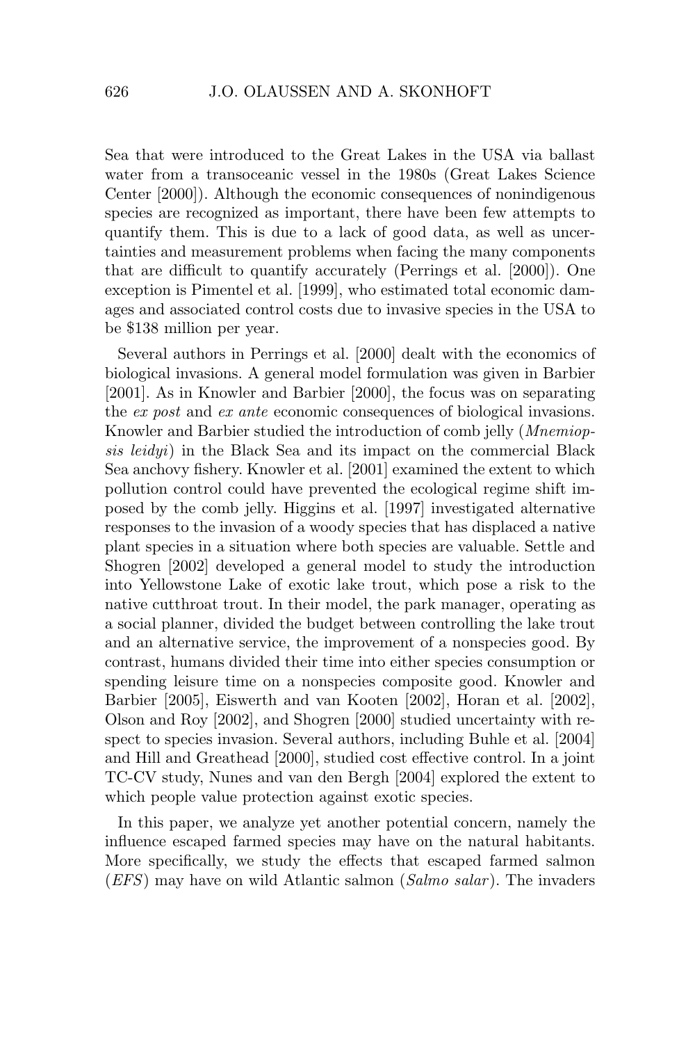Sea that were introduced to the Great Lakes in the USA via ballast water from a transoceanic vessel in the 1980s (Great Lakes Science Center [2000]). Although the economic consequences of nonindigenous species are recognized as important, there have been few attempts to quantify them. This is due to a lack of good data, as well as uncertainties and measurement problems when facing the many components that are difficult to quantify accurately (Perrings et al. [2000]). One exception is Pimentel et al. [1999], who estimated total economic damages and associated control costs due to invasive species in the USA to be $138 million per year.

Several authors in Perrings et al. [2000] dealt with the economics of biological invasions. A general model formulation was given in Barbier [2001]. As in Knowler and Barbier [2000], the focus was on separating the *ex post* and *ex ante* economic consequences of biological invasions. Knowler and Barbier studied the introduction of comb jelly (*Mnemiopsis leidyi*) in the Black Sea and its impact on the commercial Black Sea anchovy fishery. Knowler et al. [2001] examined the extent to which pollution control could have prevented the ecological regime shift imposed by the comb jelly. Higgins et al. [1997] investigated alternative responses to the invasion of a woody species that has displaced a native plant species in a situation where both species are valuable. Settle and Shogren [2002] developed a general model to study the introduction into Yellowstone Lake of exotic lake trout, which pose a risk to the native cutthroat trout. In their model, the park manager, operating as a social planner, divided the budget between controlling the lake trout and an alternative service, the improvement of a nonspecies good. By contrast, humans divided their time into either species consumption or spending leisure time on a nonspecies composite good. Knowler and Barbier [2005], Eiswerth and van Kooten [2002], Horan et al. [2002], Olson and Roy [2002], and Shogren [2000] studied uncertainty with respect to species invasion. Several authors, including Buhle et al. [2004] and Hill and Greathead [2000], studied cost effective control. In a joint TC-CV study, Nunes and van den Bergh [2004] explored the extent to which people value protection against exotic species.

In this paper, we analyze yet another potential concern, namely the influence escaped farmed species may have on the natural habitants. More specifically, we study the effects that escaped farmed salmon (*EFS*) may have on wild Atlantic salmon (*Salmo salar*). The invaders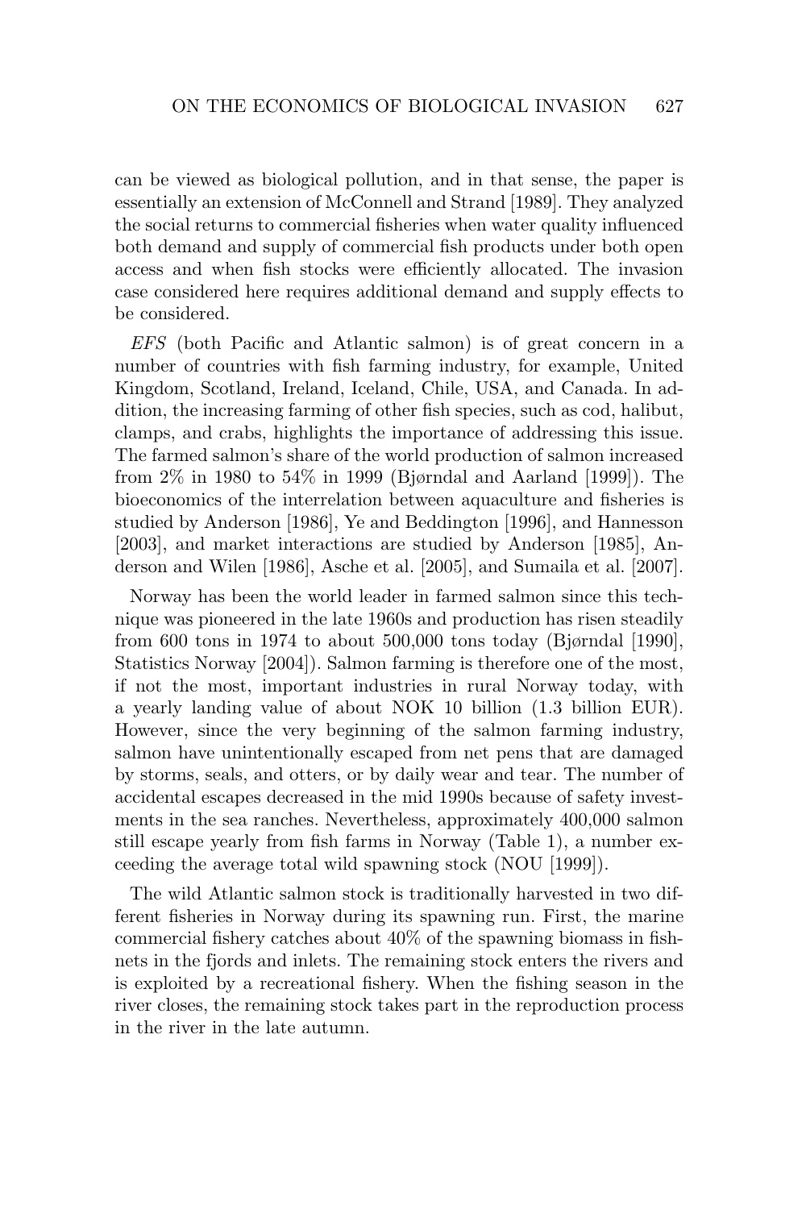can be viewed as biological pollution, and in that sense, the paper is essentially an extension of McConnell and Strand [1989]. They analyzed the social returns to commercial fisheries when water quality influenced both demand and supply of commercial fish products under both open access and when fish stocks were efficiently allocated. The invasion case considered here requires additional demand and supply effects to be considered.

*EFS* (both Pacific and Atlantic salmon) is of great concern in a number of countries with fish farming industry, for example, United Kingdom, Scotland, Ireland, Iceland, Chile, USA, and Canada. In addition, the increasing farming of other fish species, such as cod, halibut, clamps, and crabs, highlights the importance of addressing this issue. The farmed salmon's share of the world production of salmon increased from 2% in 1980 to 54% in 1999 (Bjørndal and Aarland [1999]). The bioeconomics of the interrelation between aquaculture and fisheries is studied by Anderson [1986], Ye and Beddington [1996], and Hannesson [2003], and market interactions are studied by Anderson [1985], Anderson and Wilen [1986], Asche et al. [2005], and Sumaila et al. [2007].

Norway has been the world leader in farmed salmon since this technique was pioneered in the late 1960s and production has risen steadily from 600 tons in 1974 to about 500,000 tons today (Bjørndal [1990], Statistics Norway [2004]). Salmon farming is therefore one of the most, if not the most, important industries in rural Norway today, with a yearly landing value of about NOK 10 billion (1.3 billion EUR). However, since the very beginning of the salmon farming industry, salmon have unintentionally escaped from net pens that are damaged by storms, seals, and otters, or by daily wear and tear. The number of accidental escapes decreased in the mid 1990s because of safety investments in the sea ranches. Nevertheless, approximately 400,000 salmon still escape yearly from fish farms in Norway (Table 1), a number exceeding the average total wild spawning stock (NOU [1999]).

The wild Atlantic salmon stock is traditionally harvested in two different fisheries in Norway during its spawning run. First, the marine commercial fishery catches about 40% of the spawning biomass in fishnets in the fjords and inlets. The remaining stock enters the rivers and is exploited by a recreational fishery. When the fishing season in the river closes, the remaining stock takes part in the reproduction process in the river in the late autumn.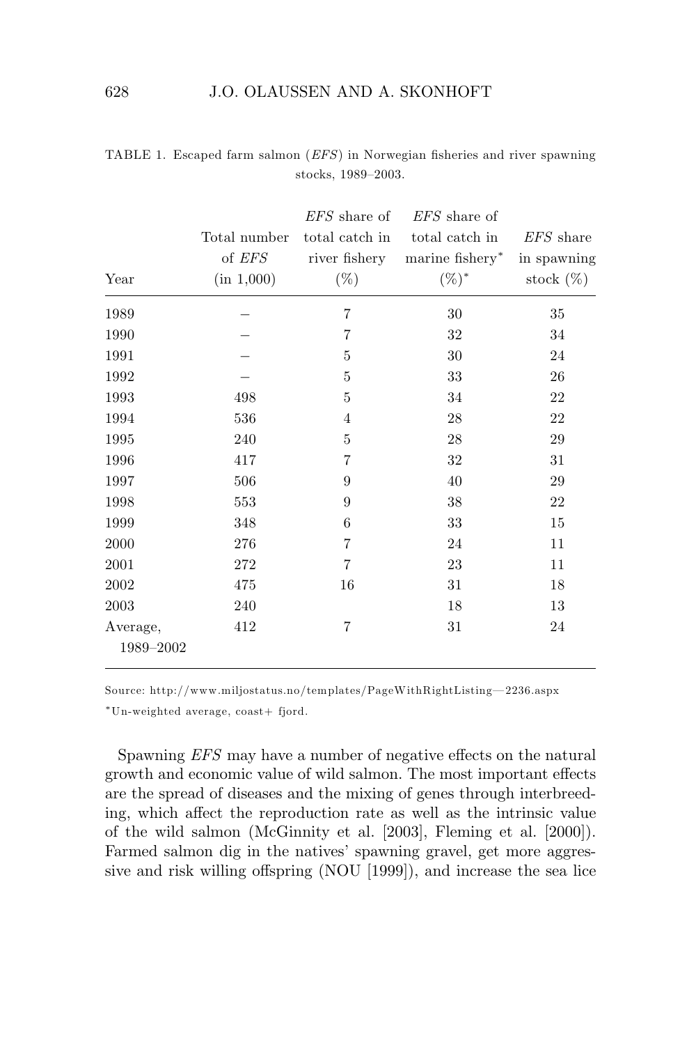TABLE 1. Escaped farm salmon (*EFS*) in Norwegian fisheries and river spawning stocks, 1989–2003.

| Year | Total number of *EFS* (in 1,000) | *EFS* share of total catch in river fishery (%) | *EFS* share of total catch in marine fishery* (%)* | *EFS* share in spawning stock (%) |
|---|---|---|---|---|
| 1989 | – | 7 | 30 | 35 |
| 1990 | – | 7 | 32 | 34 |
| 1991 | – | 5 | 30 | 24 |
| 1992 | – | 5 | 33 | 26 |
| 1993 | 498 | 5 | 34 | 22 |
| 1994 | 536 | 4 | 28 | 22 |
| 1995 | 240 | 5 | 28 | 29 |
| 1996 | 417 | 7 | 32 | 31 |
| 1997 | 506 | 9 | 40 | 29 |
| 1998 | 553 | 9 | 38 | 22 |
| 1999 | 348 | 6 | 33 | 15 |
| 2000 | 276 | 7 | 24 | 11 |
| 2001 | 272 | 7 | 23 | 11 |
| 2002 | 475 | 16 | 31 | 18 |
| 2003 | 240 | | 18 | 13 |
| Average, 1989–2002 | 412 | 7 | 31 | 24 |

Source: http://www.miljostatus.no/templates/PageWithRightListing—2236.aspx

*Un-weighted average, coast+ fjord.

Spawning *EFS* may have a number of negative effects on the natural growth and economic value of wild salmon. The most important effects are the spread of diseases and the mixing of genes through interbreeding, which affect the reproduction rate as well as the intrinsic value of the wild salmon (McGinnity et al. [2003], Fleming et al. [2000]). Farmed salmon dig in the natives' spawning gravel, get more aggressive and risk willing offspring (NOU [1999]), and increase the sea lice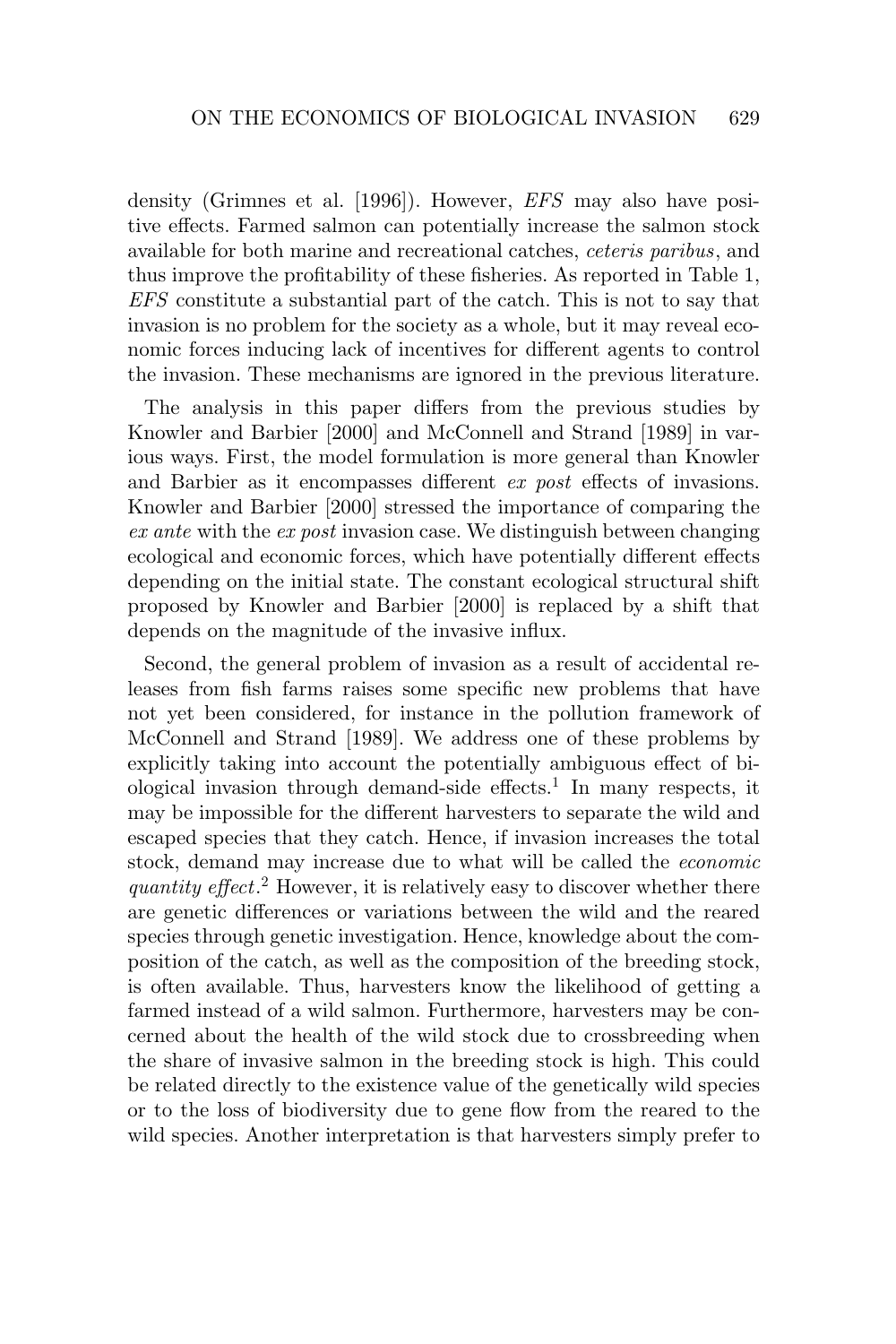density (Grimnes et al. [1996]). However, *EFS* may also have positive effects. Farmed salmon can potentially increase the salmon stock available for both marine and recreational catches, *ceteris paribus*, and thus improve the profitability of these fisheries. As reported in Table 1, *EFS* constitute a substantial part of the catch. This is not to say that invasion is no problem for the society as a whole, but it may reveal economic forces inducing lack of incentives for different agents to control the invasion. These mechanisms are ignored in the previous literature.

The analysis in this paper differs from the previous studies by Knowler and Barbier [2000] and McConnell and Strand [1989] in various ways. First, the model formulation is more general than Knowler and Barbier as it encompasses different *ex post* effects of invasions. Knowler and Barbier [2000] stressed the importance of comparing the *ex ante* with the *ex post* invasion case. We distinguish between changing ecological and economic forces, which have potentially different effects depending on the initial state. The constant ecological structural shift proposed by Knowler and Barbier [2000] is replaced by a shift that depends on the magnitude of the invasive influx.

Second, the general problem of invasion as a result of accidental releases from fish farms raises some specific new problems that have not yet been considered, for instance in the pollution framework of McConnell and Strand [1989]. We address one of these problems by explicitly taking into account the potentially ambiguous effect of biological invasion through demand-side effects.[1] In many respects, it may be impossible for the different harvesters to separate the wild and escaped species that they catch. Hence, if invasion increases the total stock, demand may increase due to what will be called the *economic quantity effect*.[2] However, it is relatively easy to discover whether there are genetic differences or variations between the wild and the reared species through genetic investigation. Hence, knowledge about the composition of the catch, as well as the composition of the breeding stock, is often available. Thus, harvesters know the likelihood of getting a farmed instead of a wild salmon. Furthermore, harvesters may be concerned about the health of the wild stock due to crossbreeding when the share of invasive salmon in the breeding stock is high. This could be related directly to the existence value of the genetically wild species or to the loss of biodiversity due to gene flow from the reared to the wild species. Another interpretation is that harvesters simply prefer to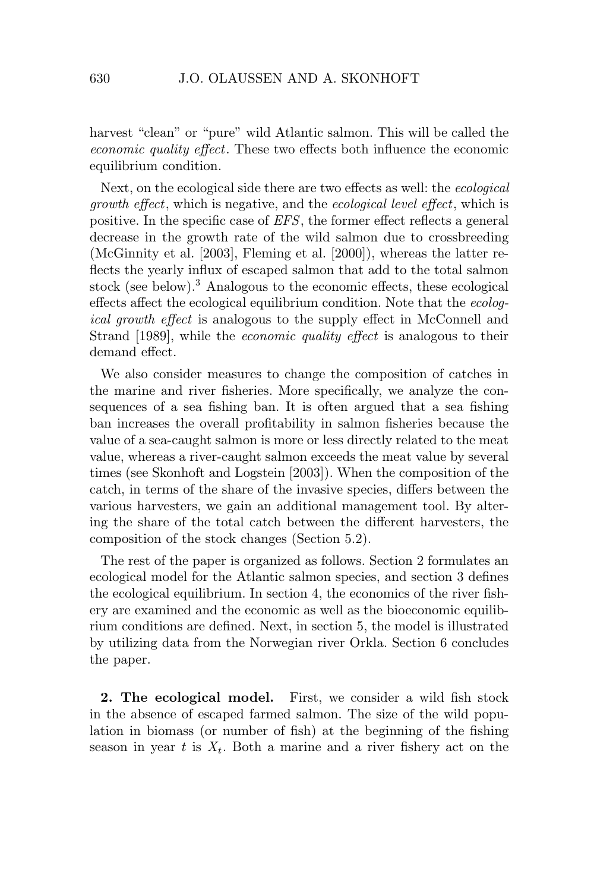harvest "clean" or "pure" wild Atlantic salmon. This will be called the *economic quality effect*. These two effects both influence the economic equilibrium condition.

Next, on the ecological side there are two effects as well: the *ecological growth effect*, which is negative, and the *ecological level effect*, which is positive. In the specific case of *EFS*, the former effect reflects a general decrease in the growth rate of the wild salmon due to crossbreeding (McGinnity et al. [2003], Fleming et al. [2000]), whereas the latter reflects the yearly influx of escaped salmon that add to the total salmon stock (see below).[3] Analogous to the economic effects, these ecological effects affect the ecological equilibrium condition. Note that the *ecological growth effect* is analogous to the supply effect in McConnell and Strand [1989], while the *economic quality effect* is analogous to their demand effect.

We also consider measures to change the composition of catches in the marine and river fisheries. More specifically, we analyze the consequences of a sea fishing ban. It is often argued that a sea fishing ban increases the overall profitability in salmon fisheries because the value of a sea-caught salmon is more or less directly related to the meat value, whereas a river-caught salmon exceeds the meat value by several times (see Skonhoft and Logstein [2003]). When the composition of the catch, in terms of the share of the invasive species, differs between the various harvesters, we gain an additional management tool. By altering the share of the total catch between the different harvesters, the composition of the stock changes (Section 5.2).

The rest of the paper is organized as follows. Section 2 formulates an ecological model for the Atlantic salmon species, and section 3 defines the ecological equilibrium. In section 4, the economics of the river fishery are examined and the economic as well as the bioeconomic equilibrium conditions are defined. Next, in section 5, the model is illustrated by utilizing data from the Norwegian river Orkla. Section 6 concludes the paper.

**2. The ecological model.** First, we consider a wild fish stock in the absence of escaped farmed salmon. The size of the wild population in biomass (or number of fish) at the beginning of the fishing season in year $t$ is $X_t$. Both a marine and a river fishery act on the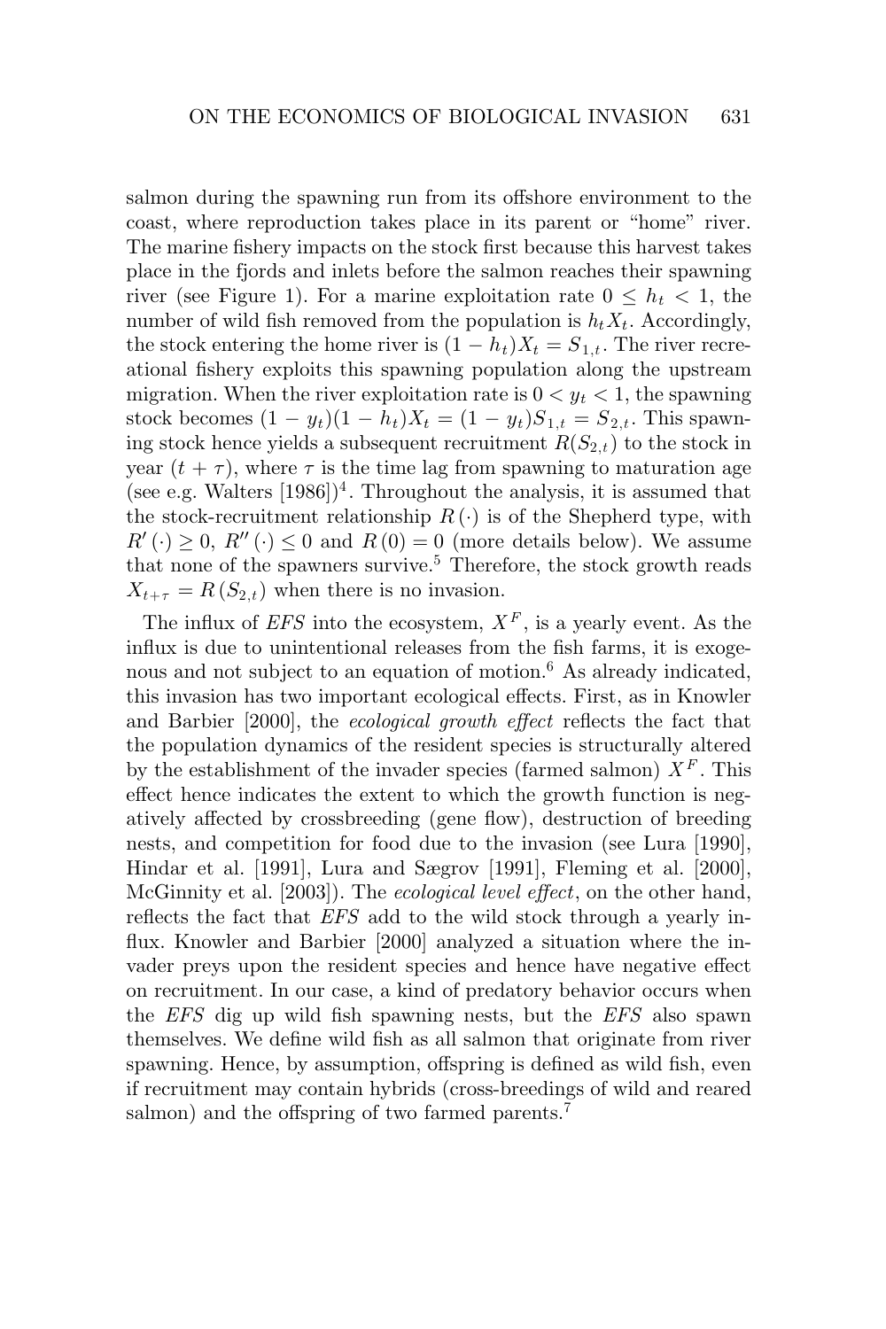salmon during the spawning run from its offshore environment to the coast, where reproduction takes place in its parent or "home" river. The marine fishery impacts on the stock first because this harvest takes place in the fjords and inlets before the salmon reaches their spawning river (see Figure 1). For a marine exploitation rate $0 \leq h_t < 1$, the number of wild fish removed from the population is $h_t X_t$. Accordingly, the stock entering the home river is $(1 - h_t)X_t = S_{1,t}$. The river recreational fishery exploits this spawning population along the upstream migration. When the river exploitation rate is $0 < y_t < 1$, the spawning stock becomes $(1 - y_t)(1 - h_t)X_t = (1 - y_t)S_{1,t} = S_{2,t}$. This spawning stock hence yields a subsequent recruitment $R(S_{2,t})$ to the stock in year $(t + \tau)$, where $\tau$ is the time lag from spawning to maturation age (see e.g. Walters [1986])[4]. Throughout the analysis, it is assumed that the stock-recruitment relationship $R(\cdot)$ is of the Shepherd type, with $R'(\cdot) \geq 0$, $R''(\cdot) \leq 0$ and $R(0) = 0$ (more details below). We assume that none of the spawners survive.[5] Therefore, the stock growth reads $X_{t+\tau} = R(S_{2,t})$ when there is no invasion.

The influx of *EFS* into the ecosystem, $X^F$, is a yearly event. As the influx is due to unintentional releases from the fish farms, it is exogenous and not subject to an equation of motion.[6] As already indicated, this invasion has two important ecological effects. First, as in Knowler and Barbier [2000], the *ecological growth effect* reflects the fact that the population dynamics of the resident species is structurally altered by the establishment of the invader species (farmed salmon) $X^F$. This effect hence indicates the extent to which the growth function is negatively affected by crossbreeding (gene flow), destruction of breeding nests, and competition for food due to the invasion (see Lura [1990], Hindar et al. [1991], Lura and Sægrov [1991], Fleming et al. [2000], McGinnity et al. [2003]). The *ecological level effect*, on the other hand, reflects the fact that *EFS* add to the wild stock through a yearly influx. Knowler and Barbier [2000] analyzed a situation where the invader preys upon the resident species and hence have negative effect on recruitment. In our case, a kind of predatory behavior occurs when the *EFS* dig up wild fish spawning nests, but the *EFS* also spawn themselves. We define wild fish as all salmon that originate from river spawning. Hence, by assumption, offspring is defined as wild fish, even if recruitment may contain hybrids (cross-breedings of wild and reared salmon) and the offspring of two farmed parents.[7]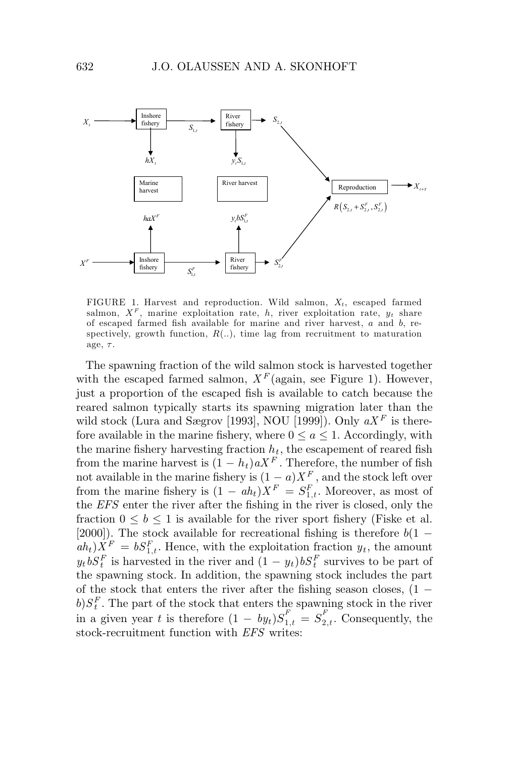FIGURE 1. Harvest and reproduction. Wild salmon, $X_t$, escaped farmed salmon, $X^F$, marine exploitation rate, $h$, river exploitation rate, $y_t$ share of escaped farmed fish available for marine and river harvest, $a$ and $b$, respectively, growth function, $R(..)$, time lag from recruitment to maturation age, $\tau$.

The spawning fraction of the wild salmon stock is harvested together with the escaped farmed salmon, $X^F$(again, see Figure 1). However, just a proportion of the escaped fish is available to catch because the reared salmon typically starts its spawning migration later than the wild stock (Lura and Sægrov [1993], NOU [1999]). Only $aX^F$ is therefore available in the marine fishery, where $0 \leq a \leq 1$. Accordingly, with the marine fishery harvesting fraction $h_t$, the escapement of reared fish from the marine harvest is $(1 - h_t)aX^F$. Therefore, the number of fish not available in the marine fishery is $(1 - a)X^F$, and the stock left over from the marine fishery is $(1 - ah_t)X^F = S_{1,t}^F$. Moreover, as most of the *EFS* enter the river after the fishing in the river is closed, only the fraction $0 \leq b \leq 1$ is available for the river sport fishery (Fiske et al. [2000]). The stock available for recreational fishing is therefore $b(1 - ah_t)X^F = bS_{1,t}^F$. Hence, with the exploitation fraction $y_t$, the amount $y_t bS_t^F$ is harvested in the river and $(1 - y_t)bS_t^F$ survives to be part of the spawning stock. In addition, the spawning stock includes the part of the stock that enters the river after the fishing season closes, $(1 - b)S_t^F$. The part of the stock that enters the spawning stock in the river in a given year $t$ is therefore $(1 - by_t)S_{1,t}^F = S_{2,t}^F$. Consequently, the stock-recruitment function with *EFS* writes: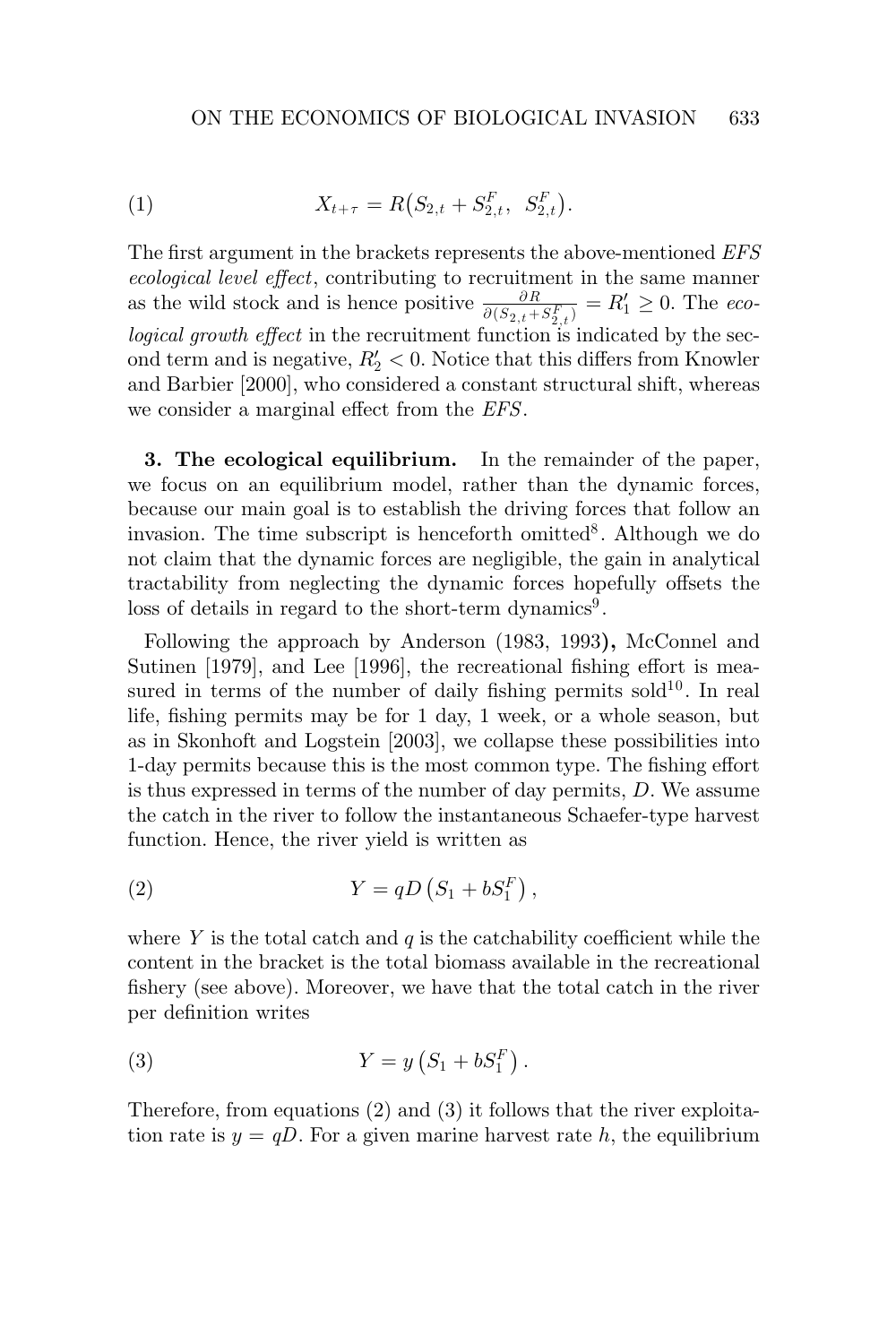$$X_{t+\tau} = R\big(S_{2,t} + S_{2,t}^F,\ \ S_{2,t}^F\big). \tag{1}$$

The first argument in the brackets represents the above-mentioned *EFS ecological level effect*, contributing to recruitment in the same manner as the wild stock and is hence positive $\frac{\partial R}{\partial (S_{2,t}+S_{2,t}^F)} = R_1' \geq 0$. The *ecological growth effect* in the recruitment function is indicated by the second term and is negative, $R_2' < 0$. Notice that this differs from Knowler and Barbier [2000], who considered a constant structural shift, whereas we consider a marginal effect from the *EFS*.

**3. The ecological equilibrium.** In the remainder of the paper, we focus on an equilibrium model, rather than the dynamic forces, because our main goal is to establish the driving forces that follow an invasion. The time subscript is henceforth omitted[8]. Although we do not claim that the dynamic forces are negligible, the gain in analytical tractability from neglecting the dynamic forces hopefully offsets the loss of details in regard to the short-term dynamics[9].

Following the approach by Anderson (1983, 1993**),** McConnel and Sutinen [1979], and Lee [1996], the recreational fishing effort is measured in terms of the number of daily fishing permits sold[10]. In real life, fishing permits may be for 1 day, 1 week, or a whole season, but as in Skonhoft and Logstein [2003], we collapse these possibilities into 1-day permits because this is the most common type. The fishing effort is thus expressed in terms of the number of day permits, $D$. We assume the catch in the river to follow the instantaneous Schaefer-type harvest function. Hence, the river yield is written as

$$Y = qD\left(S_1 + bS_1^F\right), \tag{2}$$

where $Y$ is the total catch and $q$ is the catchability coefficient while the content in the bracket is the total biomass available in the recreational fishery (see above). Moreover, we have that the total catch in the river per definition writes

$$Y = y\left(S_1 + bS_1^F\right). \tag{3}$$

Therefore, from equations (2) and (3) it follows that the river exploitation rate is $y = qD$. For a given marine harvest rate $h$, the equilibrium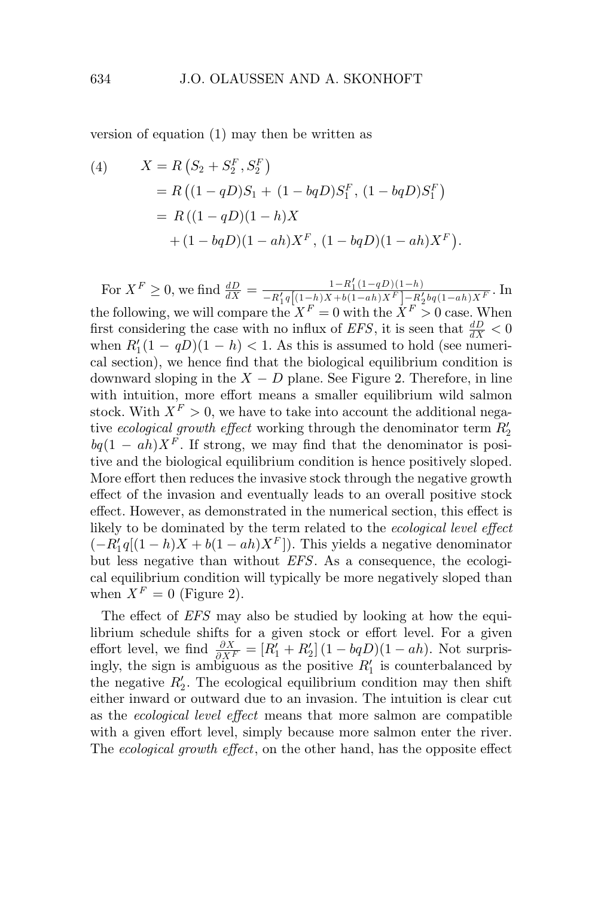version of equation (1) may then be written as

$$
\begin{aligned}
(4) \qquad X &= R\left(S_2 + S_2^F, S_2^F\right) \\
&= R\left((1-qD)S_1 + (1-bqD)S_1^F, (1-bqD)S_1^F\right) \\
&= R\big((1-qD)(1-h)X \\
&\quad + (1-bqD)(1-ah)X^F, (1-bqD)(1-ah)X^F\big).
\end{aligned}
$$

For $X^F \geq 0$, we find $\frac{dD}{dX} = \frac{1-R_1'(1-qD)(1-h)}{-R_1'q\left[(1-h)X+b(1-ah)X^F\right]-R_2'bq(1-ah)X^F}$. In the following, we will compare the $X^F = 0$ with the $X^F > 0$ case. When first considering the case with no influx of *EFS*, it is seen that $\frac{dD}{dX} < 0$ when $R_1'(1-qD)(1-h) < 1$. As this is assumed to hold (see numerical section), we hence find that the biological equilibrium condition is downward sloping in the $X - D$ plane. See Figure 2. Therefore, in line with intuition, more effort means a smaller equilibrium wild salmon stock. With $X^F > 0$, we have to take into account the additional negative *ecological growth effect* working through the denominator term $R_2'$ $bq(1-ah)X^F$. If strong, we may find that the denominator is positive and the biological equilibrium condition is hence positively sloped. More effort then reduces the invasive stock through the negative growth effect of the invasion and eventually leads to an overall positive stock effect. However, as demonstrated in the numerical section, this effect is likely to be dominated by the term related to the *ecological level effect* $(-R_1'q[(1-h)X + b(1-ah)X^F])$. This yields a negative denominator but less negative than without *EFS*. As a consequence, the ecological equilibrium condition will typically be more negatively sloped than when $X^F = 0$ (Figure 2).

The effect of *EFS* may also be studied by looking at how the equilibrium schedule shifts for a given stock or effort level. For a given effort level, we find $\frac{\partial X}{\partial X^F} = \left[R_1' + R_2'\right](1-bqD)(1-ah)$. Not surprisingly, the sign is ambiguous as the positive $R_1'$ is counterbalanced by the negative $R_2'$. The ecological equilibrium condition may then shift either inward or outward due to an invasion. The intuition is clear cut as the *ecological level effect* means that more salmon are compatible with a given effort level, simply because more salmon enter the river. The *ecological growth effect*, on the other hand, has the opposite effect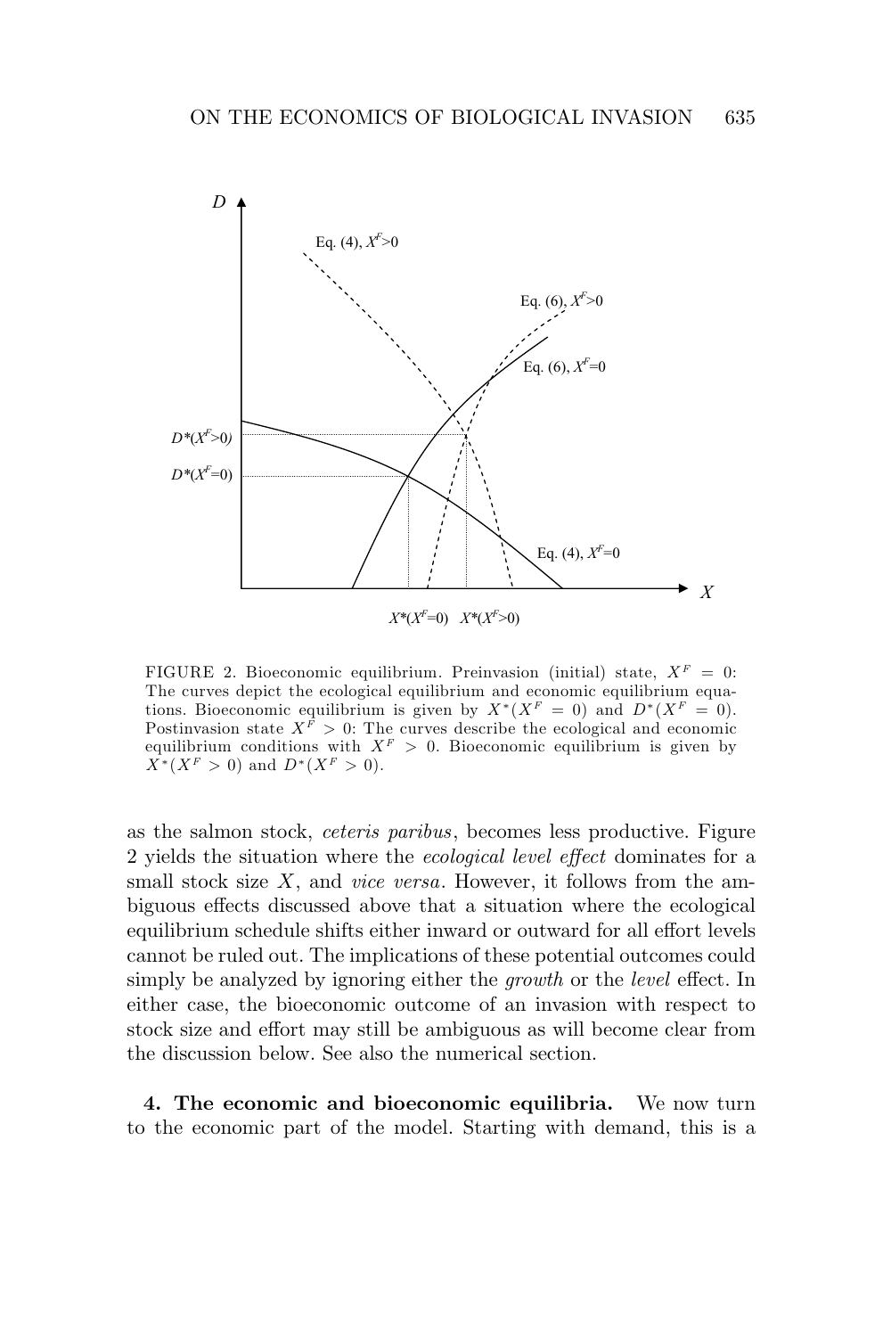FIGURE 2. Bioeconomic equilibrium. Preinvasion (initial) state, $X^F = 0$: The curves depict the ecological equilibrium and economic equilibrium equations. Bioeconomic equilibrium is given by $X^*(X^F = 0)$ and $D^*(X^F = 0)$. Postinvasion state $X^F > 0$: The curves describe the ecological and economic equilibrium conditions with $X^F > 0$. Bioeconomic equilibrium is given by $X^*(X^F > 0)$ and $D^*(X^F > 0)$.

as the salmon stock, *ceteris paribus*, becomes less productive. Figure 2 yields the situation where the *ecological level effect* dominates for a small stock size $X$, and *vice versa*. However, it follows from the ambiguous effects discussed above that a situation where the ecological equilibrium schedule shifts either inward or outward for all effort levels cannot be ruled out. The implications of these potential outcomes could simply be analyzed by ignoring either the *growth* or the *level* effect. In either case, the bioeconomic outcome of an invasion with respect to stock size and effort may still be ambiguous as will become clear from the discussion below. See also the numerical section.

**4. The economic and bioeconomic equilibria.** We now turn to the economic part of the model. Starting with demand, this is a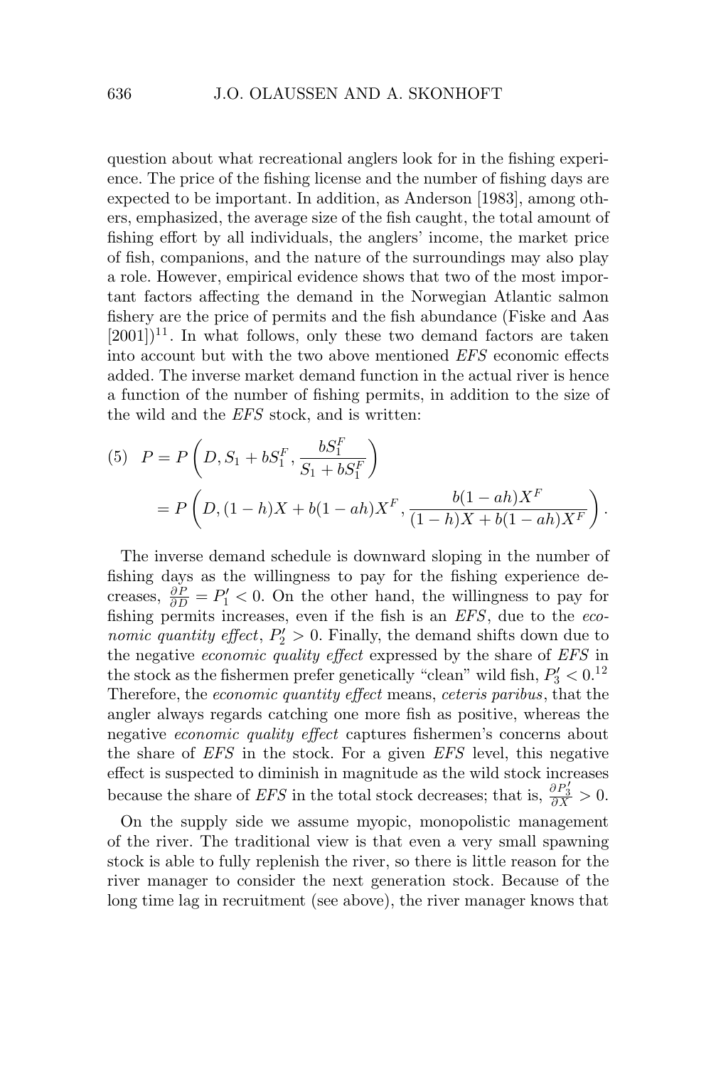question about what recreational anglers look for in the fishing experience. The price of the fishing license and the number of fishing days are expected to be important. In addition, as Anderson [1983], among others, emphasized, the average size of the fish caught, the total amount of fishing effort by all individuals, the anglers' income, the market price of fish, companions, and the nature of the surroundings may also play a role. However, empirical evidence shows that two of the most important factors affecting the demand in the Norwegian Atlantic salmon fishery are the price of permits and the fish abundance (Fiske and Aas [2001])[11]. In what follows, only these two demand factors are taken into account but with the two above mentioned *EFS* economic effects added. The inverse market demand function in the actual river is hence a function of the number of fishing permits, in addition to the size of the wild and the *EFS* stock, and is written:

$$
\begin{aligned}
(5)\quad P &= P\left(D, S_1 + bS_1^F, \frac{bS_1^F}{S_1 + bS_1^F}\right) \\
&= P\left(D, (1-h)X + b(1-ah)X^F, \frac{b(1-ah)X^F}{(1-h)X + b(1-ah)X^F}\right).
\end{aligned}
$$

The inverse demand schedule is downward sloping in the number of fishing days as the willingness to pay for the fishing experience decreases, $\frac{\partial P}{\partial D} = P_1' < 0$. On the other hand, the willingness to pay for fishing permits increases, even if the fish is an *EFS*, due to the *economic quantity effect*, $P_2' > 0$. Finally, the demand shifts down due to the negative *economic quality effect* expressed by the share of *EFS* in the stock as the fishermen prefer genetically "clean" wild fish, $P_3' < 0$.[12] Therefore, the *economic quantity effect* means, *ceteris paribus*, that the angler always regards catching one more fish as positive, whereas the negative *economic quality effect* captures fishermen's concerns about the share of *EFS* in the stock. For a given *EFS* level, this negative effect is suspected to diminish in magnitude as the wild stock increases because the share of *EFS* in the total stock decreases; that is, $\frac{\partial P_3'}{\partial X} > 0$.

On the supply side we assume myopic, monopolistic management of the river. The traditional view is that even a very small spawning stock is able to fully replenish the river, so there is little reason for the river manager to consider the next generation stock. Because of the long time lag in recruitment (see above), the river manager knows that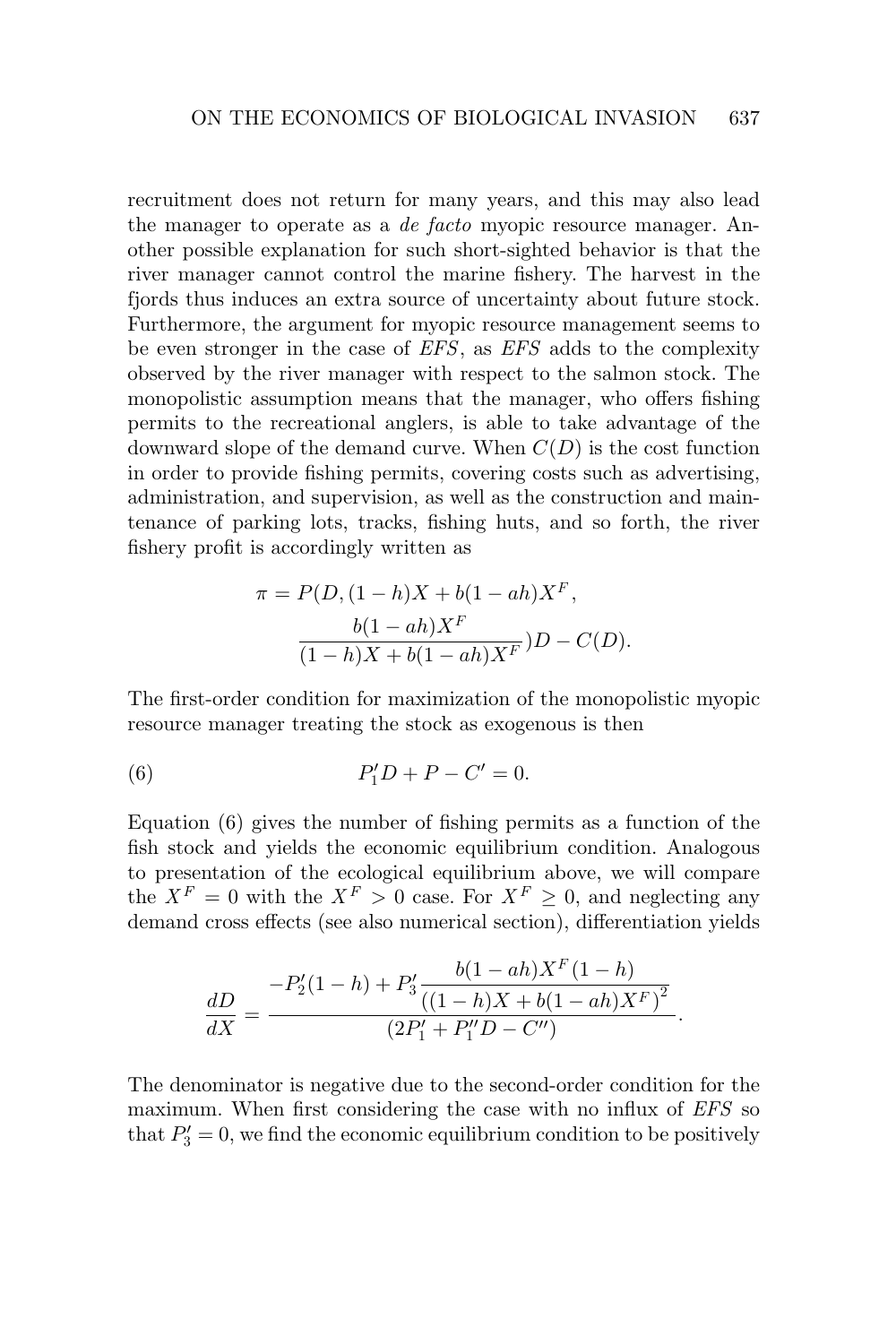recruitment does not return for many years, and this may also lead the manager to operate as a *de facto* myopic resource manager. Another possible explanation for such short-sighted behavior is that the river manager cannot control the marine fishery. The harvest in the fjords thus induces an extra source of uncertainty about future stock. Furthermore, the argument for myopic resource management seems to be even stronger in the case of *EFS*, as *EFS* adds to the complexity observed by the river manager with respect to the salmon stock. The monopolistic assumption means that the manager, who offers fishing permits to the recreational anglers, is able to take advantage of the downward slope of the demand curve. When $C(D)$ is the cost function in order to provide fishing permits, covering costs such as advertising, administration, and supervision, as well as the construction and maintenance of parking lots, tracks, fishing huts, and so forth, the river fishery profit is accordingly written as

$$\pi = P(D, (1-h)X + b(1-ah)X^F, \frac{b(1-ah)X^F}{(1-h)X + b(1-ah)X^F})D - C(D).$$

The first-order condition for maximization of the monopolistic myopic resource manager treating the stock as exogenous is then

$$P_1' D + P - C' = 0. \tag{6}$$

Equation (6) gives the number of fishing permits as a function of the fish stock and yields the economic equilibrium condition. Analogous to presentation of the ecological equilibrium above, we will compare the $X^F = 0$ with the $X^F > 0$ case. For $X^F \geq 0$, and neglecting any demand cross effects (see also numerical section), differentiation yields

$$\frac{dD}{dX} = \frac{-P_2'(1-h) + P_3' \dfrac{b(1-ah)X^F(1-h)}{\left((1-h)X + b(1-ah)X^F\right)^2}}{(2P_1' + P_1'' D - C'')}.$$

The denominator is negative due to the second-order condition for the maximum. When first considering the case with no influx of *EFS* so that $P_3' = 0$, we find the economic equilibrium condition to be positively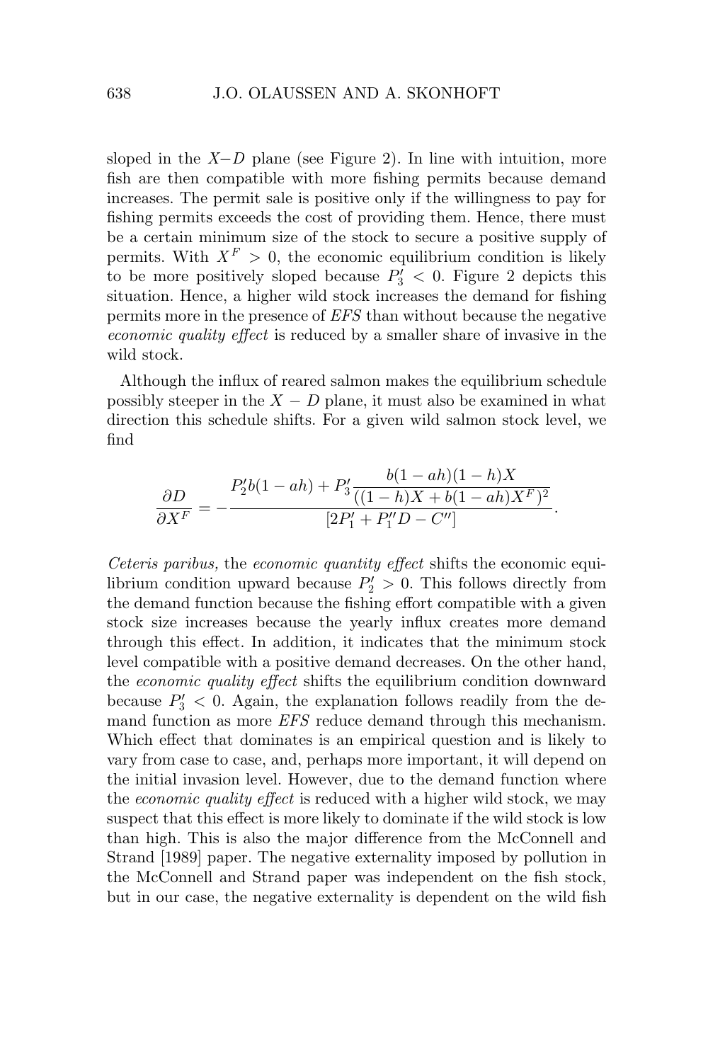sloped in the $X\text{--}D$ plane (see Figure 2). In line with intuition, more fish are then compatible with more fishing permits because demand increases. The permit sale is positive only if the willingness to pay for fishing permits exceeds the cost of providing them. Hence, there must be a certain minimum size of the stock to secure a positive supply of permits. With $X^F > 0$, the economic equilibrium condition is likely to be more positively sloped because $P_3' < 0$. Figure 2 depicts this situation. Hence, a higher wild stock increases the demand for fishing permits more in the presence of *EFS* than without because the negative *economic quality effect* is reduced by a smaller share of invasive in the wild stock.

Although the influx of reared salmon makes the equilibrium schedule possibly steeper in the $X - D$ plane, it must also be examined in what direction this schedule shifts. For a given wild salmon stock level, we find

$$\frac{\partial D}{\partial X^F} = -\frac{P_2' b(1-ah) + P_3' \dfrac{b(1-ah)(1-h)X}{((1-h)X + b(1-ah)X^F)^2}}{[2P_1' + P_1'' D - C'']}.$$

*Ceteris paribus,* the *economic quantity effect* shifts the economic equilibrium condition upward because $P_2' > 0$. This follows directly from the demand function because the fishing effort compatible with a given stock size increases because the yearly influx creates more demand through this effect. In addition, it indicates that the minimum stock level compatible with a positive demand decreases. On the other hand, the *economic quality effect* shifts the equilibrium condition downward because $P_3' < 0$. Again, the explanation follows readily from the demand function as more *EFS* reduce demand through this mechanism. Which effect that dominates is an empirical question and is likely to vary from case to case, and, perhaps more important, it will depend on the initial invasion level. However, due to the demand function where the *economic quality effect* is reduced with a higher wild stock, we may suspect that this effect is more likely to dominate if the wild stock is low than high. This is also the major difference from the McConnell and Strand [1989] paper. The negative externality imposed by pollution in the McConnell and Strand paper was independent on the fish stock, but in our case, the negative externality is dependent on the wild fish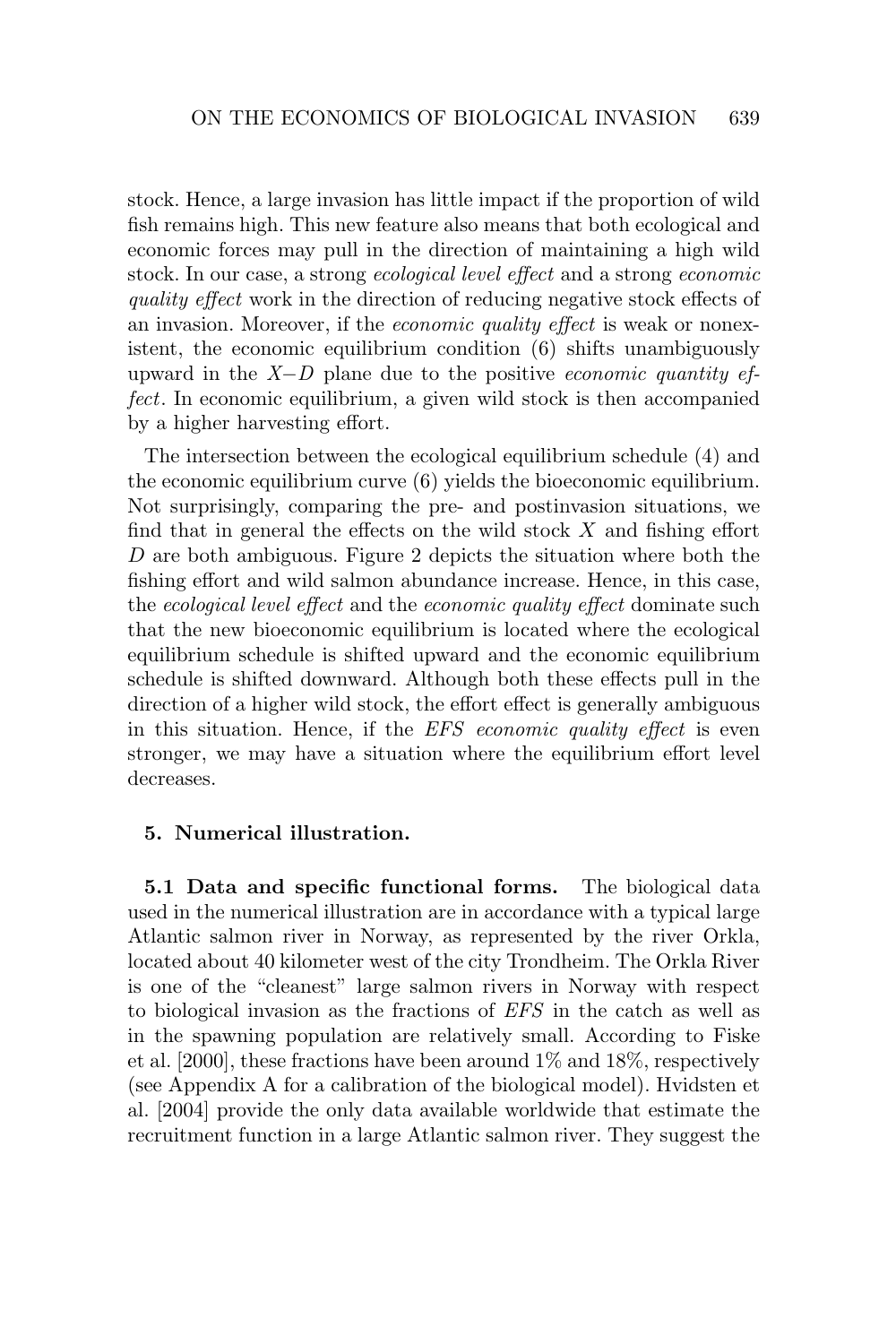stock. Hence, a large invasion has little impact if the proportion of wild fish remains high. This new feature also means that both ecological and economic forces may pull in the direction of maintaining a high wild stock. In our case, a strong *ecological level effect* and a strong *economic quality effect* work in the direction of reducing negative stock effects of an invasion. Moreover, if the *economic quality effect* is weak or nonexistent, the economic equilibrium condition (6) shifts unambiguously upward in the $X$–$D$ plane due to the positive *economic quantity effect*. In economic equilibrium, a given wild stock is then accompanied by a higher harvesting effort.

The intersection between the ecological equilibrium schedule (4) and the economic equilibrium curve (6) yields the bioeconomic equilibrium. Not surprisingly, comparing the pre- and postinvasion situations, we find that in general the effects on the wild stock $X$ and fishing effort $D$ are both ambiguous. Figure 2 depicts the situation where both the fishing effort and wild salmon abundance increase. Hence, in this case, the *ecological level effect* and the *economic quality effect* dominate such that the new bioeconomic equilibrium is located where the ecological equilibrium schedule is shifted upward and the economic equilibrium schedule is shifted downward. Although both these effects pull in the direction of a higher wild stock, the effort effect is generally ambiguous in this situation. Hence, if the *EFS economic quality effect* is even stronger, we may have a situation where the equilibrium effort level decreases.

## 5. Numerical illustration.

**5.1 Data and specific functional forms.** The biological data used in the numerical illustration are in accordance with a typical large Atlantic salmon river in Norway, as represented by the river Orkla, located about 40 kilometer west of the city Trondheim. The Orkla River is one of the "cleanest" large salmon rivers in Norway with respect to biological invasion as the fractions of *EFS* in the catch as well as in the spawning population are relatively small. According to Fiske et al. [2000], these fractions have been around 1% and 18%, respectively (see Appendix A for a calibration of the biological model). Hvidsten et al. [2004] provide the only data available worldwide that estimate the recruitment function in a large Atlantic salmon river. They suggest the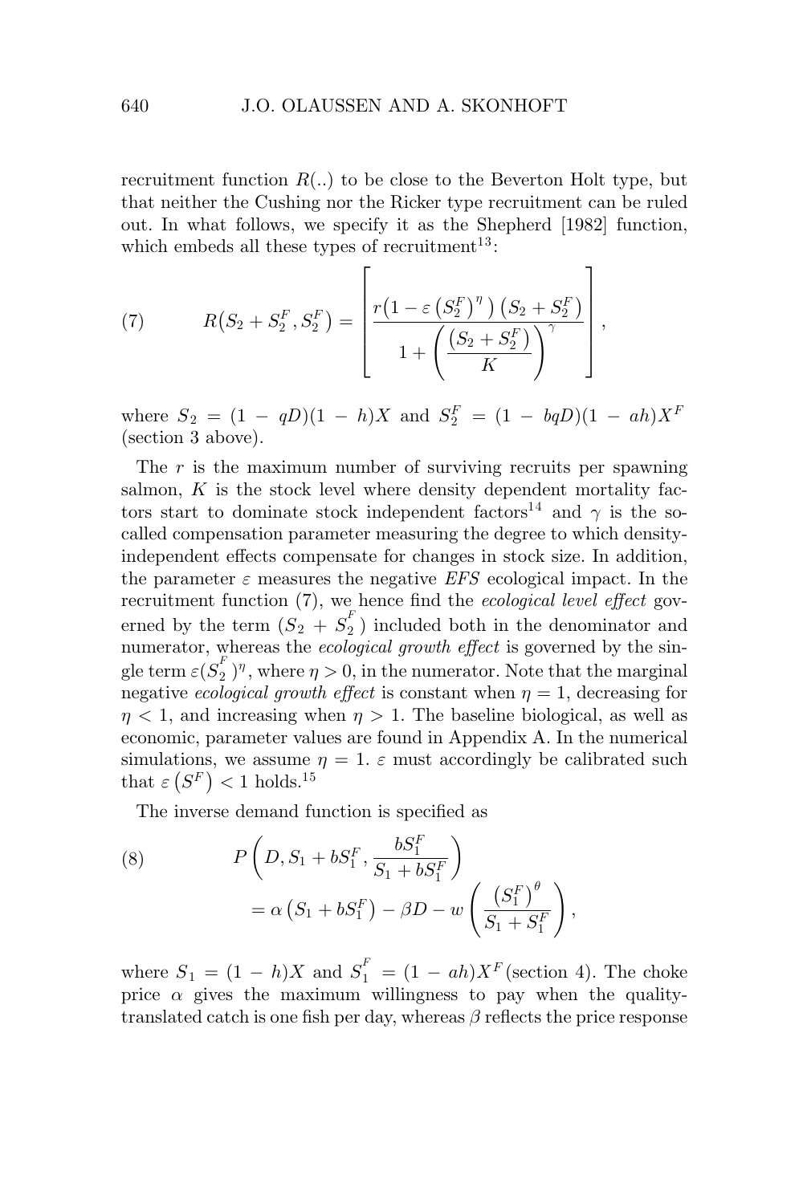recruitment function $R(..)$ to be close to the Beverton Holt type, but that neither the Cushing nor the Ricker type recruitment can be ruled out. In what follows, we specify it as the Shepherd [1982] function, which embeds all these types of recruitment[13]:

$$R\left(S_2 + S_2^F, S_2^F\right) = \left[\frac{r\left(1 - \varepsilon\left(S_2^F\right)^{\eta}\right)\left(S_2 + S_2^F\right)}{1 + \left(\dfrac{\left(S_2 + S_2^F\right)}{K}\right)^{\gamma}}\right], \tag{7}$$

where $S_2 = (1 - qD)(1 - h)X$ and $S_2^F = (1 - bqD)(1 - ah)X^F$ (section 3 above).

The $r$ is the maximum number of surviving recruits per spawning salmon, $K$ is the stock level where density dependent mortality factors start to dominate stock independent factors[14] and $\gamma$ is the so-called compensation parameter measuring the degree to which density-independent effects compensate for changes in stock size. In addition, the parameter $\varepsilon$ measures the negative *EFS* ecological impact. In the recruitment function (7), we hence find the *ecological level effect* governed by the term $(S_2 + S_2^F)$ included both in the denominator and numerator, whereas the *ecological growth effect* is governed by the single term $\varepsilon(S_2^F)^{\eta}$, where $\eta > 0$, in the numerator. Note that the marginal negative *ecological growth effect* is constant when $\eta = 1$, decreasing for $\eta < 1$, and increasing when $\eta > 1$. The baseline biological, as well as economic, parameter values are found in Appendix A. In the numerical simulations, we assume $\eta = 1$. $\varepsilon$ must accordingly be calibrated such that $\varepsilon\left(S^F\right) < 1$ holds.[15]

The inverse demand function is specified as

$$P\left(D, S_1 + bS_1^F, \frac{bS_1^F}{S_1 + bS_1^F}\right) = \alpha\left(S_1 + bS_1^F\right) - \beta D - w\left(\frac{\left(S_1^F\right)^{\theta}}{S_1 + S_1^F}\right), \tag{8}$$

where $S_1 = (1 - h)X$ and $S_1^F = (1 - ah)X^F$ (section 4). The choke price $\alpha$ gives the maximum willingness to pay when the quality-translated catch is one fish per day, whereas $\beta$ reflects the price response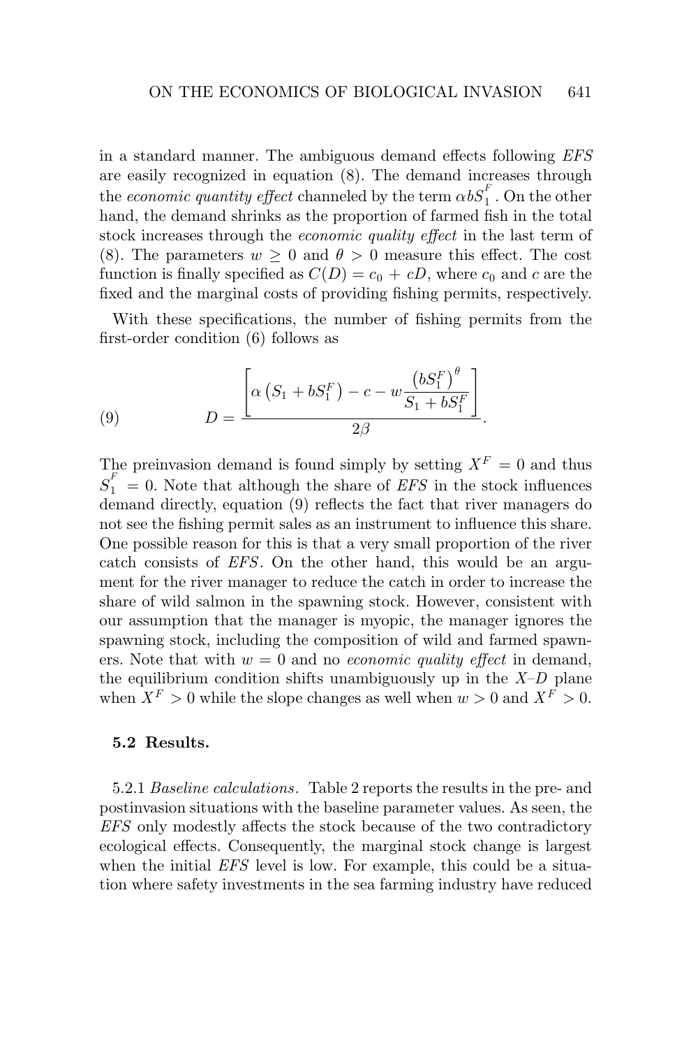in a standard manner. The ambiguous demand effects following *EFS* are easily recognized in equation (8). The demand increases through the *economic quantity effect* channeled by the term $\alpha b S_1^F$. On the other hand, the demand shrinks as the proportion of farmed fish in the total stock increases through the *economic quality effect* in the last term of (8). The parameters $w \geq 0$ and $\theta > 0$ measure this effect. The cost function is finally specified as $C(D) = c_0 + cD$, where $c_0$ and $c$ are the fixed and the marginal costs of providing fishing permits, respectively.

With these specifications, the number of fishing permits from the first-order condition (6) follows as

$$D = \frac{\left[\alpha\left(S_1 + bS_1^F\right) - c - w\dfrac{\left(bS_1^F\right)^\theta}{S_1 + bS_1^F}\right]}{2\beta}. \tag{9}$$

The preinvasion demand is found simply by setting $X^F = 0$ and thus $S_1^F = 0$. Note that although the share of *EFS* in the stock influences demand directly, equation (9) reflects the fact that river managers do not see the fishing permit sales as an instrument to influence this share. One possible reason for this is that a very small proportion of the river catch consists of *EFS*. On the other hand, this would be an argument for the river manager to reduce the catch in order to increase the share of wild salmon in the spawning stock. However, consistent with our assumption that the manager is myopic, the manager ignores the spawning stock, including the composition of wild and farmed spawners. Note that with $w = 0$ and no *economic quality effect* in demand, the equilibrium condition shifts unambiguously up in the $X$–$D$ plane when $X^F > 0$ while the slope changes as well when $w > 0$ and $X^F > 0$.

### 5.2 Results.

5.2.1 *Baseline calculations*. Table 2 reports the results in the pre- and postinvasion situations with the baseline parameter values. As seen, the *EFS* only modestly affects the stock because of the two contradictory ecological effects. Consequently, the marginal stock change is largest when the initial *EFS* level is low. For example, this could be a situation where safety investments in the sea farming industry have reduced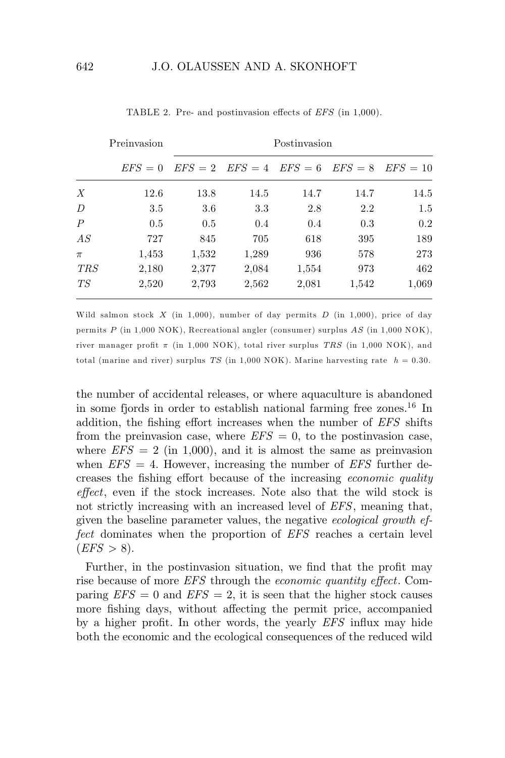TABLE 2. Pre- and postinvasion effects of $EFS$ (in 1,000).

| | Preinvasion | Postinvasion | | | | |
|---|---|---|---|---|---|---|
| | $EFS = 0$ | $EFS = 2$ | $EFS = 4$ | $EFS = 6$ | $EFS = 8$ | $EFS = 10$ |
| $X$ | 12.6 | 13.8 | 14.5 | 14.7 | 14.7 | 14.5 |
| $D$ | 3.5 | 3.6 | 3.3 | 2.8 | 2.2 | 1.5 |
| $P$ | 0.5 | 0.5 | 0.4 | 0.4 | 0.3 | 0.2 |
| $AS$ | 727 | 845 | 705 | 618 | 395 | 189 |
| $\pi$ | 1,453 | 1,532 | 1,289 | 936 | 578 | 273 |
| $TRS$ | 2,180 | 2,377 | 2,084 | 1,554 | 973 | 462 |
| $TS$ | 2,520 | 2,793 | 2,562 | 2,081 | 1,542 | 1,069 |

Wild salmon stock $X$ (in 1,000), number of day permits $D$ (in 1,000), price of day permits $P$ (in 1,000 NOK), Recreational angler (consumer) surplus $AS$ (in 1,000 NOK), river manager profit $\pi$ (in 1,000 NOK), total river surplus $TRS$ (in 1,000 NOK), and total (marine and river) surplus $TS$ (in 1,000 NOK). Marine harvesting rate $h = 0.30$.

the number of accidental releases, or where aquaculture is abandoned in some fjords in order to establish national farming free zones.[16] In addition, the fishing effort increases when the number of $EFS$ shifts from the preinvasion case, where $EFS = 0$, to the postinvasion case, where $EFS = 2$ (in 1,000), and it is almost the same as preinvasion when $EFS = 4$. However, increasing the number of $EFS$ further decreases the fishing effort because of the increasing *economic quality effect*, even if the stock increases. Note also that the wild stock is not strictly increasing with an increased level of $EFS$, meaning that, given the baseline parameter values, the negative *ecological growth effect* dominates when the proportion of $EFS$ reaches a certain level ($EFS > 8$).

Further, in the postinvasion situation, we find that the profit may rise because of more $EFS$ through the *economic quantity effect*. Comparing $EFS = 0$ and $EFS = 2$, it is seen that the higher stock causes more fishing days, without affecting the permit price, accompanied by a higher profit. In other words, the yearly $EFS$ influx may hide both the economic and the ecological consequences of the reduced wild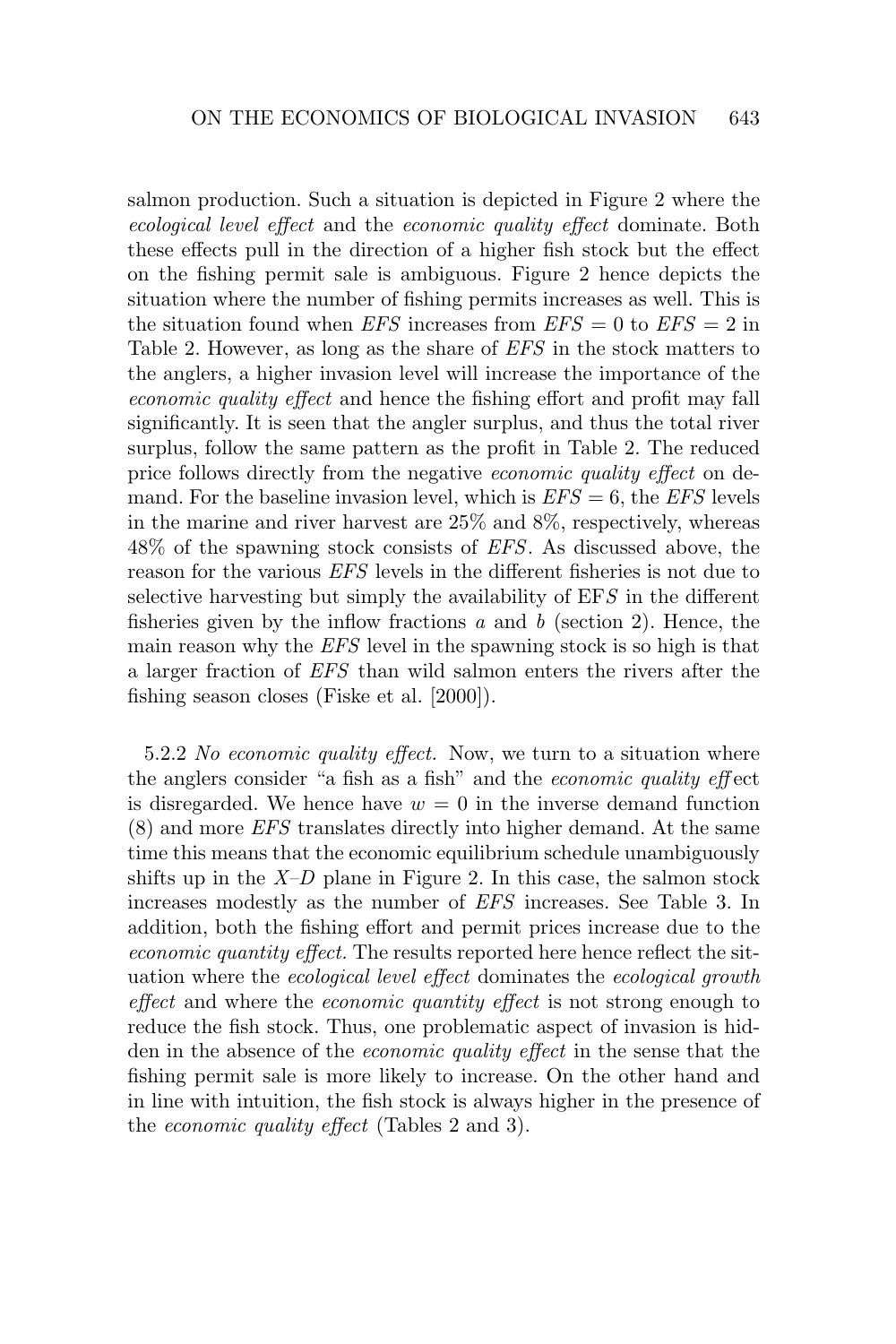salmon production. Such a situation is depicted in Figure 2 where the *ecological level effect* and the *economic quality effect* dominate. Both these effects pull in the direction of a higher fish stock but the effect on the fishing permit sale is ambiguous. Figure 2 hence depicts the situation where the number of fishing permits increases as well. This is the situation found when *EFS* increases from $EFS = 0$ to $EFS = 2$ in Table 2. However, as long as the share of *EFS* in the stock matters to the anglers, a higher invasion level will increase the importance of the *economic quality effect* and hence the fishing effort and profit may fall significantly. It is seen that the angler surplus, and thus the total river surplus, follow the same pattern as the profit in Table 2. The reduced price follows directly from the negative *economic quality effect* on demand. For the baseline invasion level, which is $EFS = 6$, the *EFS* levels in the marine and river harvest are 25% and 8%, respectively, whereas 48% of the spawning stock consists of *EFS*. As discussed above, the reason for the various *EFS* levels in the different fisheries is not due to selective harvesting but simply the availability of EF*S* in the different fisheries given by the inflow fractions $a$ and $b$ (section 2). Hence, the main reason why the *EFS* level in the spawning stock is so high is that a larger fraction of *EFS* than wild salmon enters the rivers after the fishing season closes (Fiske et al. [2000]).

5.2.2 *No economic quality effect.* Now, we turn to a situation where the anglers consider "a fish as a fish" and the *economic quality effect* is disregarded. We hence have $w = 0$ in the inverse demand function (8) and more *EFS* translates directly into higher demand. At the same time this means that the economic equilibrium schedule unambiguously shifts up in the $X$–$D$ plane in Figure 2. In this case, the salmon stock increases modestly as the number of *EFS* increases. See Table 3. In addition, both the fishing effort and permit prices increase due to the *economic quantity effect.* The results reported here hence reflect the situation where the *ecological level effect* dominates the *ecological growth effect* and where the *economic quantity effect* is not strong enough to reduce the fish stock. Thus, one problematic aspect of invasion is hidden in the absence of the *economic quality effect* in the sense that the fishing permit sale is more likely to increase. On the other hand and in line with intuition, the fish stock is always higher in the presence of the *economic quality effect* (Tables 2 and 3).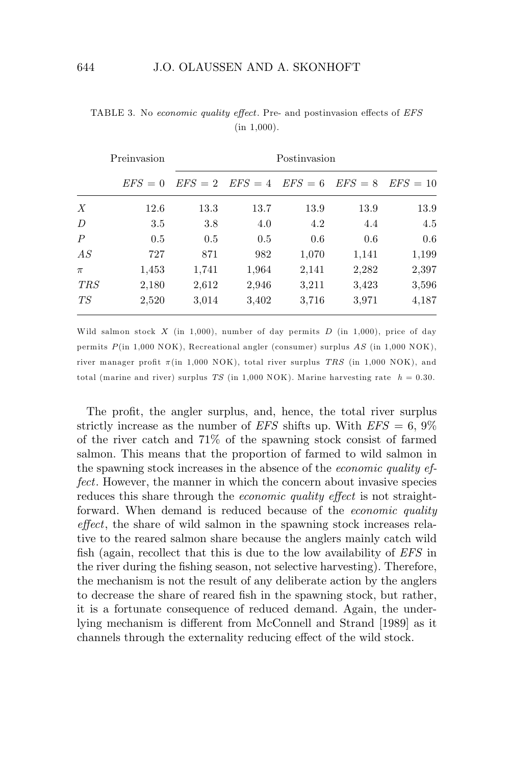TABLE 3. No *economic quality effect*. Pre- and postinvasion effects of *EFS* (in 1,000).

| | Preinvasion | Postinvasion | | | | |
|---|---|---|---|---|---|---|
| | $EFS = 0$ | $EFS = 2$ | $EFS = 4$ | $EFS = 6$ | $EFS = 8$ | $EFS = 10$ |
| $X$ | 12.6 | 13.3 | 13.7 | 13.9 | 13.9 | 13.9 |
| $D$ | 3.5 | 3.8 | 4.0 | 4.2 | 4.4 | 4.5 |
| $P$ | 0.5 | 0.5 | 0.5 | 0.6 | 0.6 | 0.6 |
| $AS$ | 727 | 871 | 982 | 1,070 | 1,141 | 1,199 |
| $\pi$ | 1,453 | 1,741 | 1,964 | 2,141 | 2,282 | 2,397 |
| $TRS$ | 2,180 | 2,612 | 2,946 | 3,211 | 3,423 | 3,596 |
| $TS$ | 2,520 | 3,014 | 3,402 | 3,716 | 3,971 | 4,187 |

Wild salmon stock $X$ (in 1,000), number of day permits $D$ (in 1,000), price of day permits $P$(in 1,000 NOK), Recreational angler (consumer) surplus $AS$ (in 1,000 NOK), river manager profit $\pi$(in 1,000 NOK), total river surplus $TRS$ (in 1,000 NOK), and total (marine and river) surplus $TS$ (in 1,000 NOK). Marine harvesting rate $h = 0.30$.

The profit, the angler surplus, and, hence, the total river surplus strictly increase as the number of *EFS* shifts up. With $EFS = 6$, 9% of the river catch and 71% of the spawning stock consist of farmed salmon. This means that the proportion of farmed to wild salmon in the spawning stock increases in the absence of the *economic quality effect*. However, the manner in which the concern about invasive species reduces this share through the *economic quality effect* is not straightforward. When demand is reduced because of the *economic quality effect*, the share of wild salmon in the spawning stock increases relative to the reared salmon share because the anglers mainly catch wild fish (again, recollect that this is due to the low availability of *EFS* in the river during the fishing season, not selective harvesting). Therefore, the mechanism is not the result of any deliberate action by the anglers to decrease the share of reared fish in the spawning stock, but rather, it is a fortunate consequence of reduced demand. Again, the underlying mechanism is different from McConnell and Strand [1989] as it channels through the externality reducing effect of the wild stock.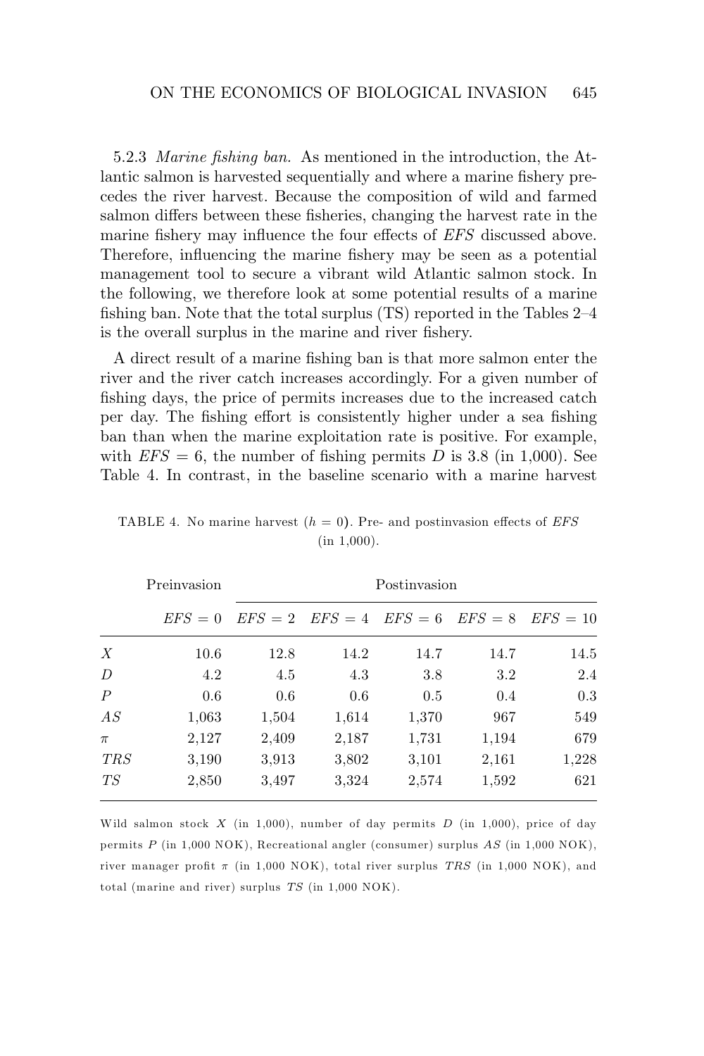5.2.3 *Marine fishing ban.* As mentioned in the introduction, the Atlantic salmon is harvested sequentially and where a marine fishery precedes the river harvest. Because the composition of wild and farmed salmon differs between these fisheries, changing the harvest rate in the marine fishery may influence the four effects of $EFS$ discussed above. Therefore, influencing the marine fishery may be seen as a potential management tool to secure a vibrant wild Atlantic salmon stock. In the following, we therefore look at some potential results of a marine fishing ban. Note that the total surplus (TS) reported in the Tables 2–4 is the overall surplus in the marine and river fishery.

A direct result of a marine fishing ban is that more salmon enter the river and the river catch increases accordingly. For a given number of fishing days, the price of permits increases due to the increased catch per day. The fishing effort is consistently higher under a sea fishing ban than when the marine exploitation rate is positive. For example, with $EFS = 6$, the number of fishing permits $D$ is 3.8 (in 1,000). See Table 4. In contrast, in the baseline scenario with a marine harvest

TABLE 4. No marine harvest ($h = 0$). Pre- and postinvasion effects of $EFS$ (in 1,000).

| | Preinvasion | Postinvasion | | | | |
|---|---|---|---|---|---|---|
| | $EFS = 0$ | $EFS = 2$ | $EFS = 4$ | $EFS = 6$ | $EFS = 8$ | $EFS = 10$ |
| $X$ | 10.6 | 12.8 | 14.2 | 14.7 | 14.7 | 14.5 |
| $D$ | 4.2 | 4.5 | 4.3 | 3.8 | 3.2 | 2.4 |
| $P$ | 0.6 | 0.6 | 0.6 | 0.5 | 0.4 | 0.3 |
| $AS$ | 1,063 | 1,504 | 1,614 | 1,370 | 967 | 549 |
| $\pi$ | 2,127 | 2,409 | 2,187 | 1,731 | 1,194 | 679 |
| $TRS$ | 3,190 | 3,913 | 3,802 | 3,101 | 2,161 | 1,228 |
| $TS$ | 2,850 | 3,497 | 3,324 | 2,574 | 1,592 | 621 |

Wild salmon stock $X$ (in 1,000), number of day permits $D$ (in 1,000), price of day permits $P$ (in 1,000 NOK), Recreational angler (consumer) surplus $AS$ (in 1,000 NOK), river manager profit $\pi$ (in 1,000 NOK), total river surplus $TRS$ (in 1,000 NOK), and total (marine and river) surplus $TS$ (in 1,000 NOK).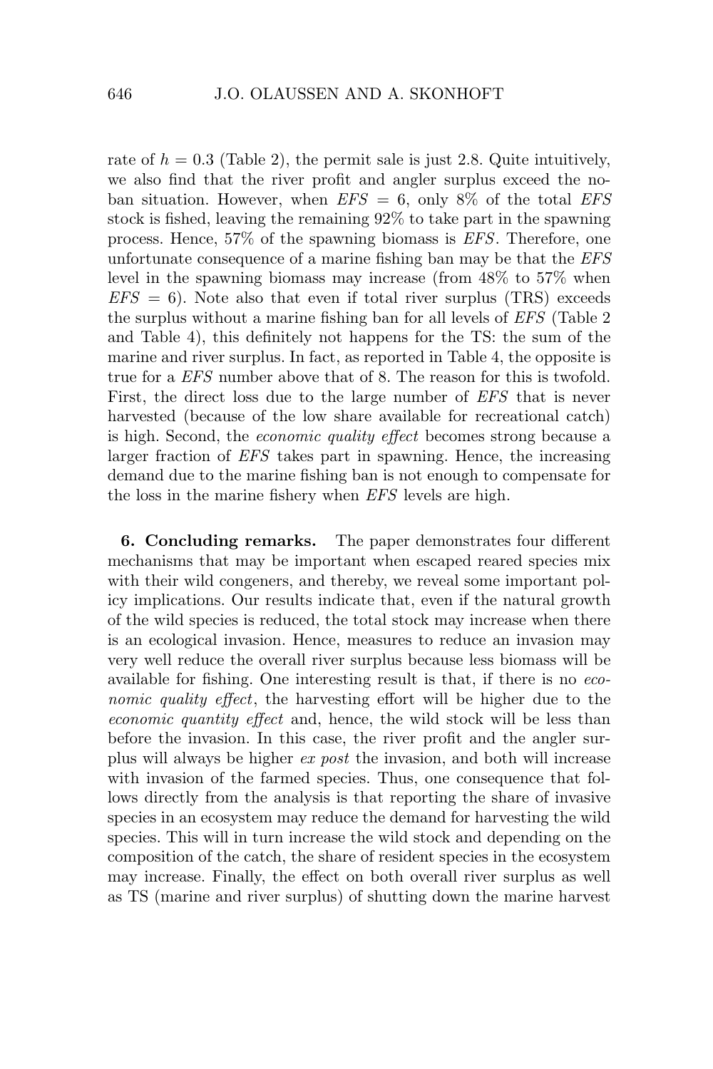rate of $h = 0.3$ (Table 2), the permit sale is just 2.8. Quite intuitively, we also find that the river profit and angler surplus exceed the no-ban situation. However, when $EFS = 6$, only 8% of the total $EFS$ stock is fished, leaving the remaining 92% to take part in the spawning process. Hence, 57% of the spawning biomass is $EFS$. Therefore, one unfortunate consequence of a marine fishing ban may be that the $EFS$ level in the spawning biomass may increase (from 48% to 57% when $EFS = 6$). Note also that even if total river surplus (TRS) exceeds the surplus without a marine fishing ban for all levels of $EFS$ (Table 2 and Table 4), this definitely not happens for the TS: the sum of the marine and river surplus. In fact, as reported in Table 4, the opposite is true for a $EFS$ number above that of 8. The reason for this is twofold. First, the direct loss due to the large number of $EFS$ that is never harvested (because of the low share available for recreational catch) is high. Second, the *economic quality effect* becomes strong because a larger fraction of $EFS$ takes part in spawning. Hence, the increasing demand due to the marine fishing ban is not enough to compensate for the loss in the marine fishery when $EFS$ levels are high.

**6. Concluding remarks.** The paper demonstrates four different mechanisms that may be important when escaped reared species mix with their wild congeners, and thereby, we reveal some important policy implications. Our results indicate that, even if the natural growth of the wild species is reduced, the total stock may increase when there is an ecological invasion. Hence, measures to reduce an invasion may very well reduce the overall river surplus because less biomass will be available for fishing. One interesting result is that, if there is no *economic quality effect*, the harvesting effort will be higher due to the *economic quantity effect* and, hence, the wild stock will be less than before the invasion. In this case, the river profit and the angler surplus will always be higher *ex post* the invasion, and both will increase with invasion of the farmed species. Thus, one consequence that follows directly from the analysis is that reporting the share of invasive species in an ecosystem may reduce the demand for harvesting the wild species. This will in turn increase the wild stock and depending on the composition of the catch, the share of resident species in the ecosystem may increase. Finally, the effect on both overall river surplus as well as TS (marine and river surplus) of shutting down the marine harvest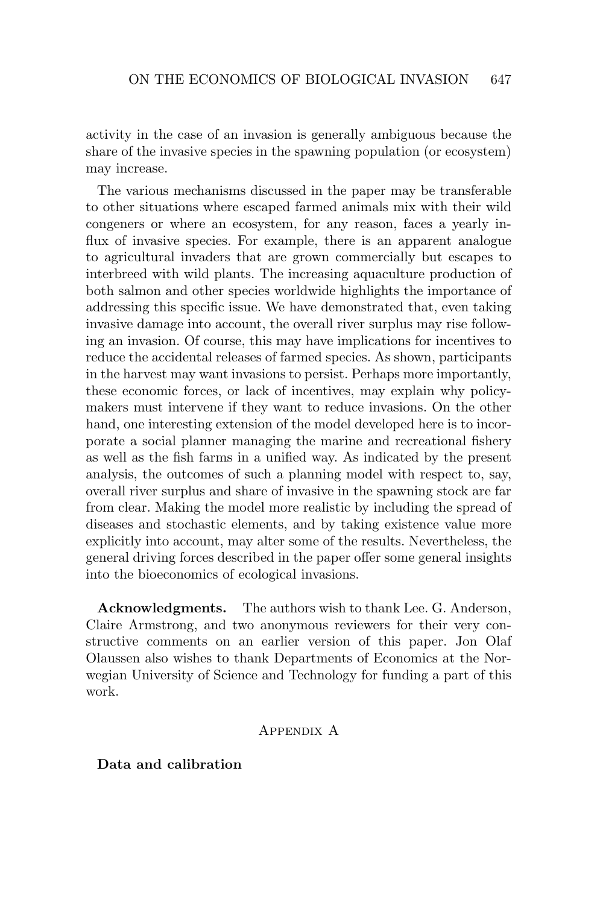activity in the case of an invasion is generally ambiguous because the share of the invasive species in the spawning population (or ecosystem) may increase.

The various mechanisms discussed in the paper may be transferable to other situations where escaped farmed animals mix with their wild congeners or where an ecosystem, for any reason, faces a yearly influx of invasive species. For example, there is an apparent analogue to agricultural invaders that are grown commercially but escapes to interbreed with wild plants. The increasing aquaculture production of both salmon and other species worldwide highlights the importance of addressing this specific issue. We have demonstrated that, even taking invasive damage into account, the overall river surplus may rise following an invasion. Of course, this may have implications for incentives to reduce the accidental releases of farmed species. As shown, participants in the harvest may want invasions to persist. Perhaps more importantly, these economic forces, or lack of incentives, may explain why policymakers must intervene if they want to reduce invasions. On the other hand, one interesting extension of the model developed here is to incorporate a social planner managing the marine and recreational fishery as well as the fish farms in a unified way. As indicated by the present analysis, the outcomes of such a planning model with respect to, say, overall river surplus and share of invasive in the spawning stock are far from clear. Making the model more realistic by including the spread of diseases and stochastic elements, and by taking existence value more explicitly into account, may alter some of the results. Nevertheless, the general driving forces described in the paper offer some general insights into the bioeconomics of ecological invasions.

**Acknowledgments.** The authors wish to thank Lee. G. Anderson, Claire Armstrong, and two anonymous reviewers for their very constructive comments on an earlier version of this paper. Jon Olaf Olaussen also wishes to thank Departments of Economics at the Norwegian University of Science and Technology for funding a part of this work.

## Appendix A

**Data and calibration**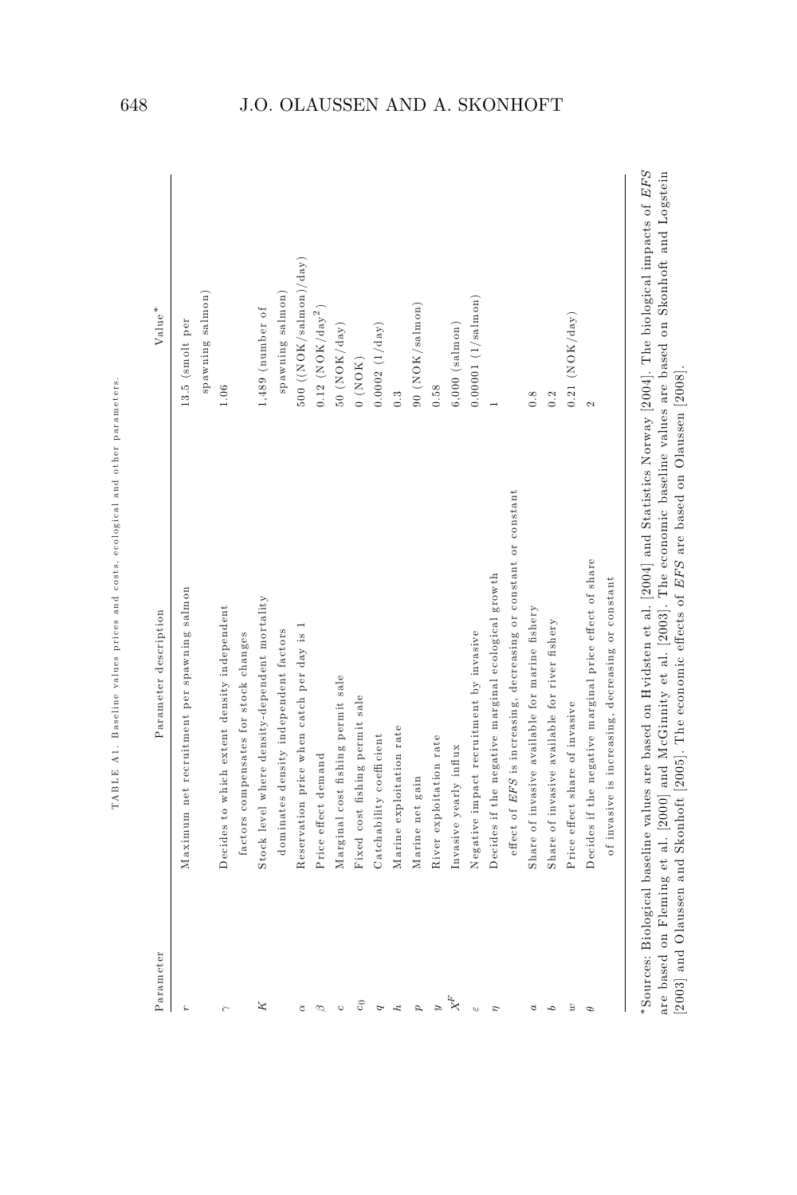TABLE A1. Baseline values prices and costs, ecological and other parameters.

| Parameter | Parameter description | Value* |
| --- | --- | --- |
| $r$ | Maximum net recruitment per spawning salmon | 13.5 (smolt per spawning salmon) |
| $\gamma$ | Decides to which extent density independent factors compensates for stock changes | 1.06 |
| $K$ | Stock level where density-dependent mortality dominates density independent factors | 1,489 (number of spawning salmon) |
| $\alpha$ | Reservation price when catch per day is 1 | 500 ((NOK/salmon)/day) |
| $\beta$ | Price effect demand | 0.12 (NOK/day$^2$) |
| $c$ | Marginal cost fishing permit sale | 50 (NOK/day) |
| $c_0$ | Fixed cost fishing permit sale | 0 (NOK) |
| $q$ | Catchability coefficient | 0.0002 (1/day) |
| $h$ | Marine exploitation rate | 0.3 |
| $p$ | Marine net gain | 90 (NOK/salmon) |
| $y$ | River exploitation rate | 0.58 |
| $X^F$ | Invasive yearly influx | 6,000 (salmon) |
| $\varepsilon$ | Negative impact recruitment by invasive | 0.00001 (1/salmon) |
| $\eta$ | Decides if the negative marginal ecological growth effect of *EFS* is increasing, decreasing or constant or constant | 1 |
| $a$ | Share of invasive available for marine fishery | 0.8 |
| $b$ | Share of invasive available for river fishery | 0.2 |
| $w$ | Price effect share of invasive | 0.21 (NOK/day) |
| $\theta$ | Decides if the negative marginal price effect of share of invasive is increasing, decreasing or constant | 2 |

*Sources: Biological baseline values are based on Hvidsten et al. [2004] and Statistics Norway [2004]. The biological impacts of *EFS* are based on Fleming et al. [2000] and McGinnity et al. [2003]. The economic baseline values are based on Skonhoft and Logstein [2003] and Olaussen and Skonhoft [2005]. The economic effects of *EFS* are based on Olaussen [2008].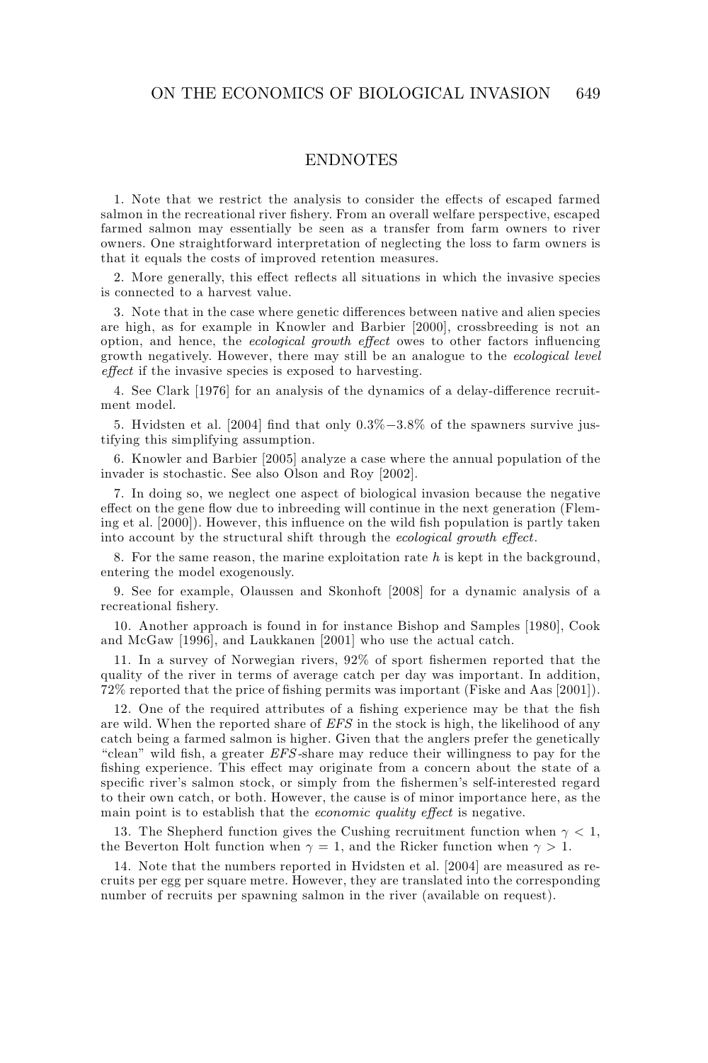## ENDNOTES

1. Note that we restrict the analysis to consider the effects of escaped farmed salmon in the recreational river fishery. From an overall welfare perspective, escaped farmed salmon may essentially be seen as a transfer from farm owners to river owners. One straightforward interpretation of neglecting the loss to farm owners is that it equals the costs of improved retention measures.

2. More generally, this effect reflects all situations in which the invasive species is connected to a harvest value.

3. Note that in the case where genetic differences between native and alien species are high, as for example in Knowler and Barbier [2000], crossbreeding is not an option, and hence, the *ecological growth effect* owes to other factors influencing growth negatively. However, there may still be an analogue to the *ecological level effect* if the invasive species is exposed to harvesting.

4. See Clark [1976] for an analysis of the dynamics of a delay-difference recruitment model.

5. Hvidsten et al. [2004] find that only 0.3%−3.8% of the spawners survive justifying this simplifying assumption.

6. Knowler and Barbier [2005] analyze a case where the annual population of the invader is stochastic. See also Olson and Roy [2002].

7. In doing so, we neglect one aspect of biological invasion because the negative effect on the gene flow due to inbreeding will continue in the next generation (Fleming et al. [2000]). However, this influence on the wild fish population is partly taken into account by the structural shift through the *ecological growth effect*.

8. For the same reason, the marine exploitation rate $h$ is kept in the background, entering the model exogenously.

9. See for example, Olaussen and Skonhoft [2008] for a dynamic analysis of a recreational fishery.

10. Another approach is found in for instance Bishop and Samples [1980], Cook and McGaw [1996], and Laukkanen [2001] who use the actual catch.

11. In a survey of Norwegian rivers, 92% of sport fishermen reported that the quality of the river in terms of average catch per day was important. In addition, 72% reported that the price of fishing permits was important (Fiske and Aas [2001]).

12. One of the required attributes of a fishing experience may be that the fish are wild. When the reported share of *EFS* in the stock is high, the likelihood of any catch being a farmed salmon is higher. Given that the anglers prefer the genetically "clean" wild fish, a greater *EFS*-share may reduce their willingness to pay for the fishing experience. This effect may originate from a concern about the state of a specific river's salmon stock, or simply from the fishermen's self-interested regard to their own catch, or both. However, the cause is of minor importance here, as the main point is to establish that the *economic quality effect* is negative.

13. The Shepherd function gives the Cushing recruitment function when $\gamma < 1$, the Beverton Holt function when $\gamma = 1$, and the Ricker function when $\gamma > 1$.

14. Note that the numbers reported in Hvidsten et al. [2004] are measured as recruits per egg per square metre. However, they are translated into the corresponding number of recruits per spawning salmon in the river (available on request).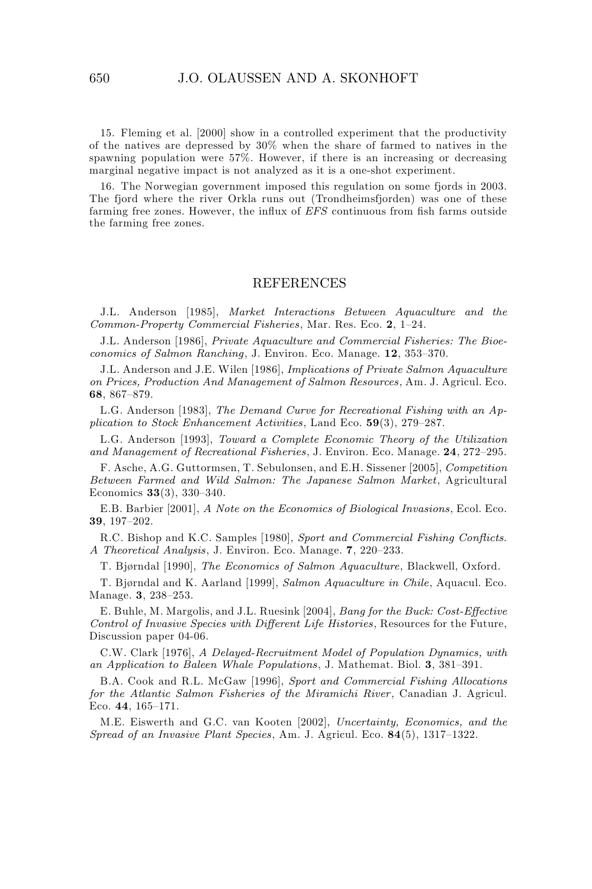15. Fleming et al. [2000] show in a controlled experiment that the productivity of the natives are depressed by 30% when the share of farmed to natives in the spawning population were 57%. However, if there is an increasing or decreasing marginal negative impact is not analyzed as it is a one-shot experiment.

16. The Norwegian government imposed this regulation on some fjords in 2003. The fjord where the river Orkla runs out (Trondheimsfjorden) was one of these farming free zones. However, the influx of *EFS* continuous from fish farms outside the farming free zones.

## REFERENCES

J.L. Anderson [1985], *Market Interactions Between Aquaculture and the Common-Property Commercial Fisheries*, Mar. Res. Eco. **2**, 1–24.

J.L. Anderson [1986], *Private Aquaculture and Commercial Fisheries: The Bioeconomics of Salmon Ranching*, J. Environ. Eco. Manage. **12**, 353–370.

J.L. Anderson and J.E. Wilen [1986], *Implications of Private Salmon Aquaculture on Prices, Production And Management of Salmon Resources*, Am. J. Agricul. Eco. **68**, 867–879.

L.G. Anderson [1983], *The Demand Curve for Recreational Fishing with an Application to Stock Enhancement Activities*, Land Eco. **59**(3), 279–287.

L.G. Anderson [1993], *Toward a Complete Economic Theory of the Utilization and Management of Recreational Fisheries*, J. Environ. Eco. Manage. **24**, 272–295.

F. Asche, A.G. Guttormsen, T. Sebulonsen, and E.H. Sissener [2005], *Competition Between Farmed and Wild Salmon: The Japanese Salmon Market*, Agricultural Economics **33**(3), 330–340.

E.B. Barbier [2001], *A Note on the Economics of Biological Invasions*, Ecol. Eco. **39**, 197–202.

R.C. Bishop and K.C. Samples [1980], *Sport and Commercial Fishing Conflicts. A Theoretical Analysis*, J. Environ. Eco. Manage. **7**, 220–233.

T. Bjørndal [1990], *The Economics of Salmon Aquaculture*, Blackwell, Oxford.

T. Bjørndal and K. Aarland [1999], *Salmon Aquaculture in Chile*, Aquacul. Eco. Manage. **3**, 238–253.

E. Buhle, M. Margolis, and J.L. Ruesink [2004], *Bang for the Buck: Cost-Effective Control of Invasive Species with Different Life Histories*, Resources for the Future, Discussion paper 04-06.

C.W. Clark [1976], *A Delayed-Recruitment Model of Population Dynamics, with an Application to Baleen Whale Populations*, J. Mathemat. Biol. **3**, 381–391.

B.A. Cook and R.L. McGaw [1996], *Sport and Commercial Fishing Allocations for the Atlantic Salmon Fisheries of the Miramichi River*, Canadian J. Agricul. Eco. **44**, 165–171.

M.E. Eiswerth and G.C. van Kooten [2002], *Uncertainty, Economics, and the Spread of an Invasive Plant Species*, Am. J. Agricul. Eco. **84**(5), 1317–1322.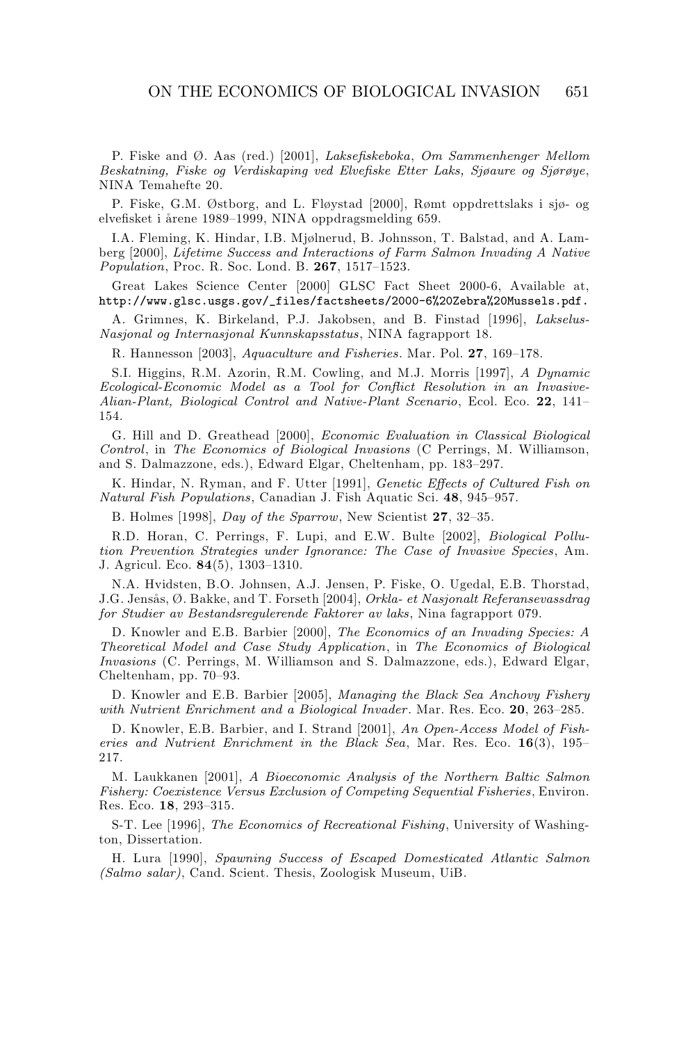P. Fiske and Ø. Aas (red.) [2001], *Laksefiskeboka, Om Sammenhenger Mellom Beskatning, Fiske og Verdiskaping ved Elvefiske Etter Laks, Sjøaure og Sjørøye*, NINA Temahefte 20.

P. Fiske, G.M. Østborg, and L. Fløystad [2000], Rømt oppdrettslaks i sjø- og elvefisket i årene 1989–1999, NINA oppdragsmelding 659.

I.A. Fleming, K. Hindar, I.B. Mjølnerud, B. Johnsson, T. Balstad, and A. Lamberg [2000], *Lifetime Success and Interactions of Farm Salmon Invading A Native Population*, Proc. R. Soc. Lond. B. **267**, 1517–1523.

Great Lakes Science Center [2000] GLSC Fact Sheet 2000-6, Available at, http://www.glsc.usgs.gov/_files/factsheets/2000-6%20Zebra%20Mussels.pdf.

A. Grimnes, K. Birkeland, P.J. Jakobsen, and B. Finstad [1996], *Lakselus-Nasjonal og Internasjonal Kunnskapsstatus*, NINA fagrapport 18.

R. Hannesson [2003], *Aquaculture and Fisheries*. Mar. Pol. **27**, 169–178.

S.I. Higgins, R.M. Azorin, R.M. Cowling, and M.J. Morris [1997], *A Dynamic Ecological-Economic Model as a Tool for Conflict Resolution in an Invasive-Alian-Plant, Biological Control and Native-Plant Scenario*, Ecol. Eco. **22**, 141–154.

G. Hill and D. Greathead [2000], *Economic Evaluation in Classical Biological Control*, in *The Economics of Biological Invasions* (C Perrings, M. Williamson, and S. Dalmazzone, eds.), Edward Elgar, Cheltenham, pp. 183–297.

K. Hindar, N. Ryman, and F. Utter [1991], *Genetic Effects of Cultured Fish on Natural Fish Populations*, Canadian J. Fish Aquatic Sci. **48**, 945–957.

B. Holmes [1998], *Day of the Sparrow*, New Scientist **27**, 32–35.

R.D. Horan, C. Perrings, F. Lupi, and E.W. Bulte [2002], *Biological Pollution Prevention Strategies under Ignorance: The Case of Invasive Species*, Am. J. Agricul. Eco. **84**(5), 1303–1310.

N.A. Hvidsten, B.O. Johnsen, A.J. Jensen, P. Fiske, O. Ugedal, E.B. Thorstad, J.G. Jensås, Ø. Bakke, and T. Forseth [2004], *Orkla- et Nasjonalt Referansevassdrag for Studier av Bestandsregulerende Faktorer av laks*, Nina fagrapport 079.

D. Knowler and E.B. Barbier [2000], *The Economics of an Invading Species: A Theoretical Model and Case Study Application*, in *The Economics of Biological Invasions* (C. Perrings, M. Williamson and S. Dalmazzone, eds.), Edward Elgar, Cheltenham, pp. 70–93.

D. Knowler and E.B. Barbier [2005], *Managing the Black Sea Anchovy Fishery with Nutrient Enrichment and a Biological Invader*. Mar. Res. Eco. **20**, 263–285.

D. Knowler, E.B. Barbier, and I. Strand [2001], *An Open-Access Model of Fisheries and Nutrient Enrichment in the Black Sea*, Mar. Res. Eco. **16**(3), 195–217.

M. Laukkanen [2001], *A Bioeconomic Analysis of the Northern Baltic Salmon Fishery: Coexistence Versus Exclusion of Competing Sequential Fisheries*, Environ. Res. Eco. **18**, 293–315.

S-T. Lee [1996], *The Economics of Recreational Fishing*, University of Washington, Dissertation.

H. Lura [1990], *Spawning Success of Escaped Domesticated Atlantic Salmon (Salmo salar)*, Cand. Scient. Thesis, Zoologisk Museum, UiB.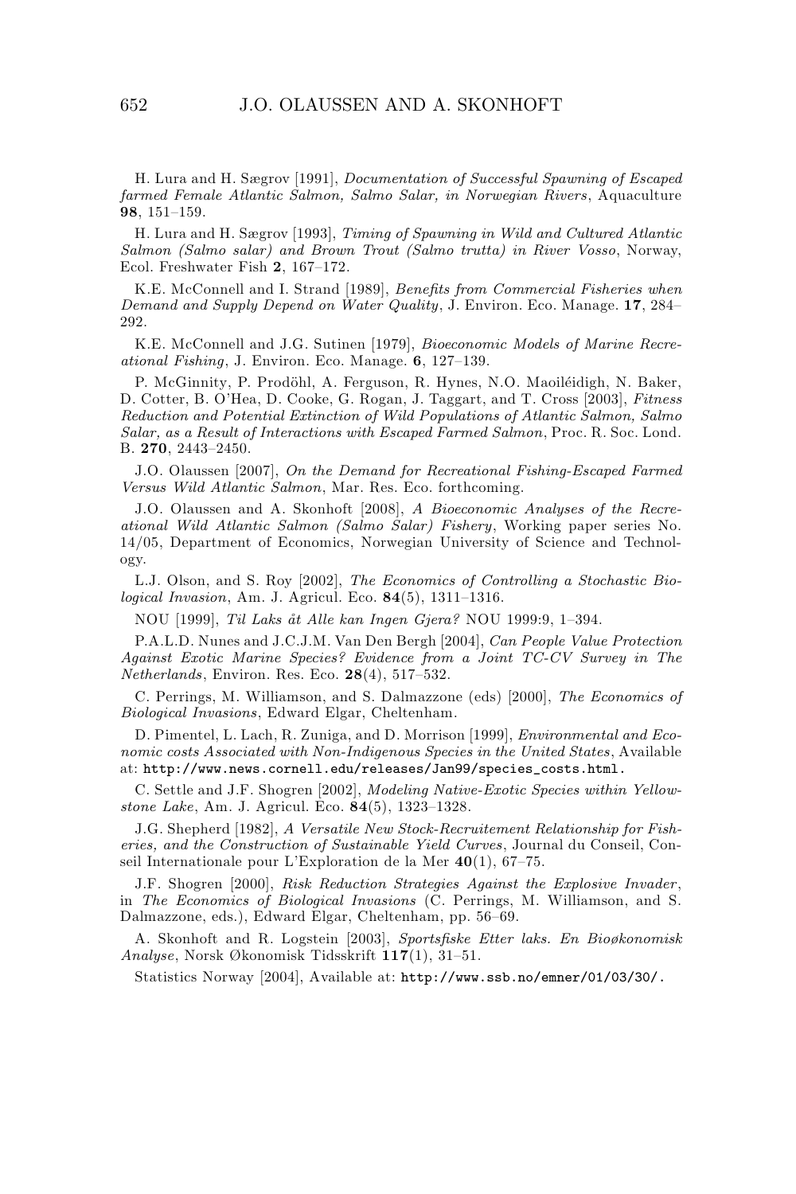H. Lura and H. Sægrov [1991], *Documentation of Successful Spawning of Escaped farmed Female Atlantic Salmon, Salmo Salar, in Norwegian Rivers*, Aquaculture **98**, 151–159.

H. Lura and H. Sægrov [1993], *Timing of Spawning in Wild and Cultured Atlantic Salmon (Salmo salar) and Brown Trout (Salmo trutta) in River Vosso*, Norway, Ecol. Freshwater Fish **2**, 167–172.

K.E. McConnell and I. Strand [1989], *Benefits from Commercial Fisheries when Demand and Supply Depend on Water Quality*, J. Environ. Eco. Manage. **17**, 284–292.

K.E. McConnell and J.G. Sutinen [1979], *Bioeconomic Models of Marine Recreational Fishing*, J. Environ. Eco. Manage. **6**, 127–139.

P. McGinnity, P. Prodöhl, A. Ferguson, R. Hynes, N.O. Maoiléidigh, N. Baker, D. Cotter, B. O'Hea, D. Cooke, G. Rogan, J. Taggart, and T. Cross [2003], *Fitness Reduction and Potential Extinction of Wild Populations of Atlantic Salmon, Salmo Salar, as a Result of Interactions with Escaped Farmed Salmon*, Proc. R. Soc. Lond. B. **270**, 2443–2450.

J.O. Olaussen [2007], *On the Demand for Recreational Fishing-Escaped Farmed Versus Wild Atlantic Salmon*, Mar. Res. Eco. forthcoming.

J.O. Olaussen and A. Skonhoft [2008], *A Bioeconomic Analyses of the Recreational Wild Atlantic Salmon (Salmo Salar) Fishery*, Working paper series No. 14/05, Department of Economics, Norwegian University of Science and Technology.

L.J. Olson, and S. Roy [2002], *The Economics of Controlling a Stochastic Biological Invasion*, Am. J. Agricul. Eco. **84**(5), 1311–1316.

NOU [1999], *Til Laks åt Alle kan Ingen Gjera?* NOU 1999:9, 1–394.

P.A.L.D. Nunes and J.C.J.M. Van Den Bergh [2004], *Can People Value Protection Against Exotic Marine Species? Evidence from a Joint TC-CV Survey in The Netherlands*, Environ. Res. Eco. **28**(4), 517–532.

C. Perrings, M. Williamson, and S. Dalmazzone (eds) [2000], *The Economics of Biological Invasions*, Edward Elgar, Cheltenham.

D. Pimentel, L. Lach, R. Zuniga, and D. Morrison [1999], *Environmental and Economic costs Associated with Non-Indigenous Species in the United States*, Available at: http://www.news.cornell.edu/releases/Jan99/species_costs.html.

C. Settle and J.F. Shogren [2002], *Modeling Native-Exotic Species within Yellowstone Lake*, Am. J. Agricul. Eco. **84**(5), 1323–1328.

J.G. Shepherd [1982], *A Versatile New Stock-Recruitement Relationship for Fisheries, and the Construction of Sustainable Yield Curves*, Journal du Conseil, Conseil Internationale pour L'Exploration de la Mer **40**(1), 67–75.

J.F. Shogren [2000], *Risk Reduction Strategies Against the Explosive Invader*, in *The Economics of Biological Invasions* (C. Perrings, M. Williamson, and S. Dalmazzone, eds.), Edward Elgar, Cheltenham, pp. 56–69.

A. Skonhoft and R. Logstein [2003], *Sportsfiske Etter laks. En Bioøkonomisk Analyse*, Norsk Økonomisk Tidsskrift **117**(1), 31–51.

Statistics Norway [2004], Available at: http://www.ssb.no/emner/01/03/30/.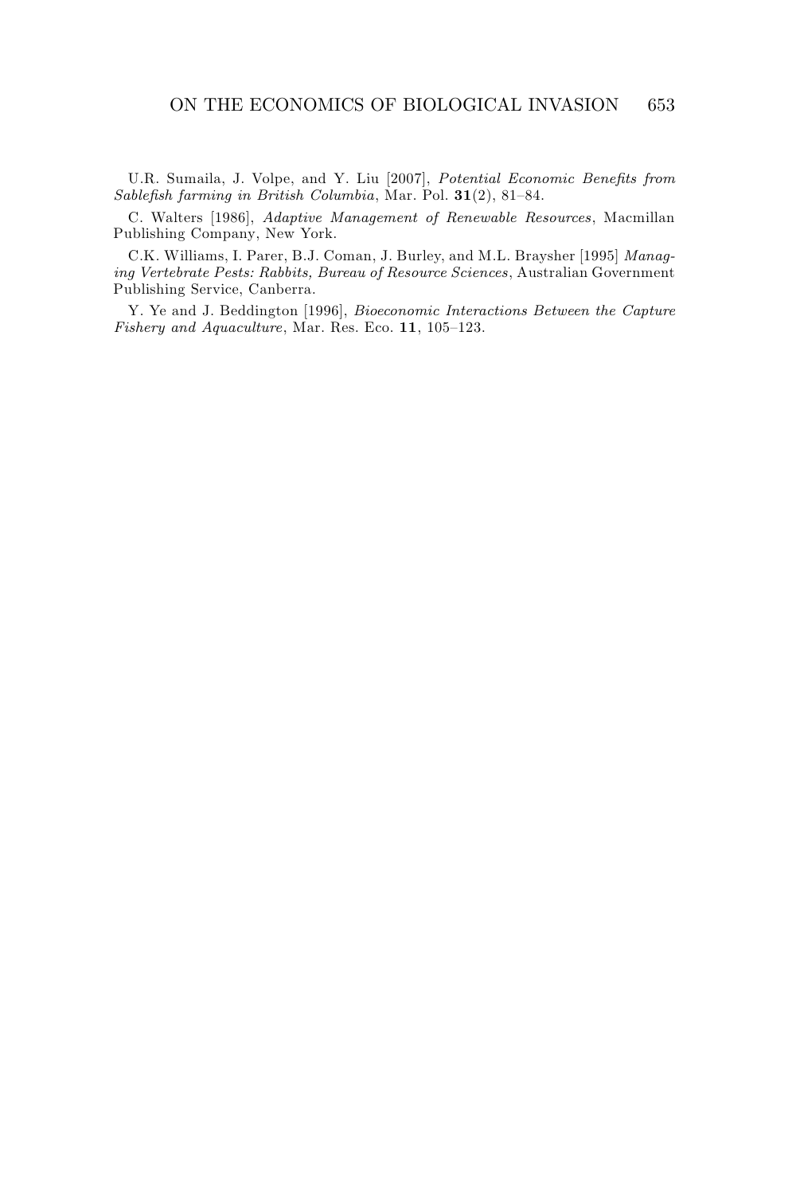U.R. Sumaila, J. Volpe, and Y. Liu [2007], *Potential Economic Benefits from Sablefish farming in British Columbia*, Mar. Pol. **31**(2), 81–84.

C. Walters [1986], *Adaptive Management of Renewable Resources*, Macmillan Publishing Company, New York.

C.K. Williams, I. Parer, B.J. Coman, J. Burley, and M.L. Braysher [1995] *Managing Vertebrate Pests: Rabbits, Bureau of Resource Sciences*, Australian Government Publishing Service, Canberra.

Y. Ye and J. Beddington [1996], *Bioeconomic Interactions Between the Capture Fishery and Aquaculture*, Mar. Res. Eco. **11**, 105–123.